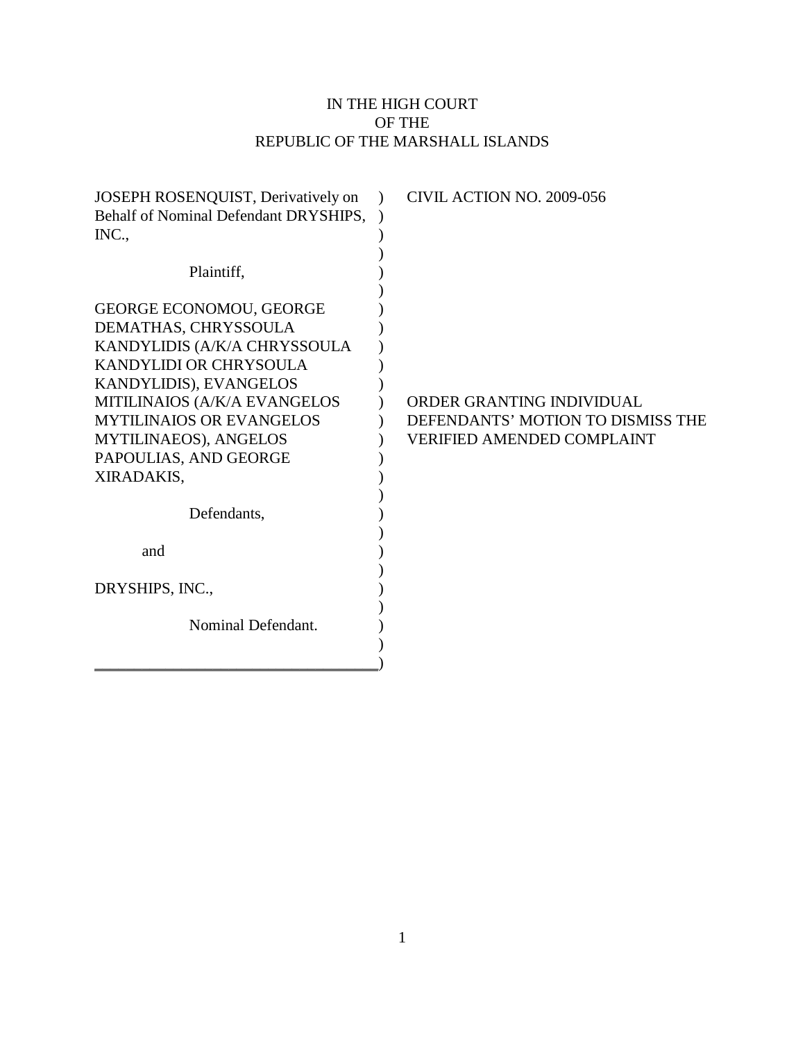IN THE HIGH COURT
OF THE
REPUBLIC OF THE MARSHALL ISLANDS

| | |
|---|---|
| JOSEPH ROSENQUIST, Derivatively on Behalf of Nominal Defendant DRYSHIPS, INC.,<br><br>Plaintiff,<br><br>GEORGE ECONOMOU, GEORGE DEMATHAS, CHRYSSOULA KANDYLIDIS (A/K/A CHRYSSOULA KANDYLIDI OR CHRYSOULA KANDYLIDIS), EVANGELOS MITILINAIOS (A/K/A EVANGELOS MYTILINAIOS OR EVANGELOS MYTILINAEOS), ANGELOS PAPOULIAS, AND GEORGE XIRADAKIS,<br><br>Defendants,<br><br>and<br><br>DRYSHIPS, INC.,<br><br>Nominal Defendant. | CIVIL ACTION NO. 2009-056<br><br><br><br><br><br>ORDER GRANTING INDIVIDUAL DEFENDANTS' MOTION TO DISMISS THE VERIFIED AMENDED COMPLAINT |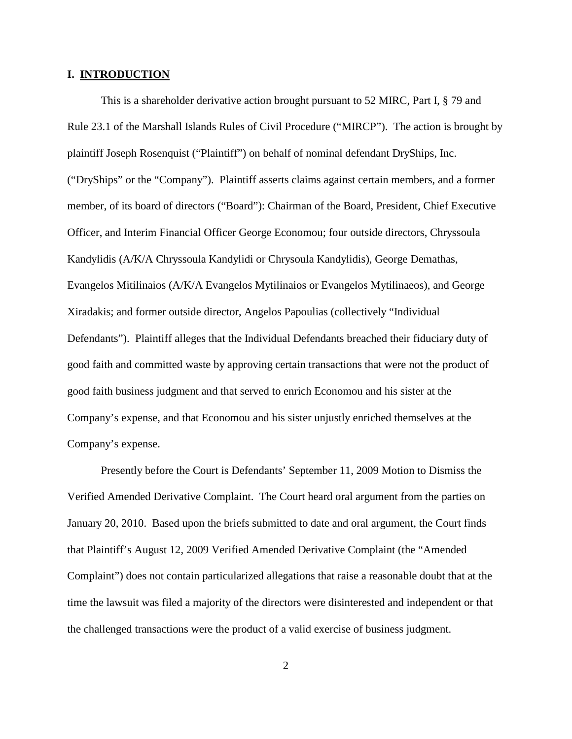## I. INTRODUCTION

This is a shareholder derivative action brought pursuant to 52 MIRC, Part I, § 79 and Rule 23.1 of the Marshall Islands Rules of Civil Procedure ("MIRCP"). The action is brought by plaintiff Joseph Rosenquist ("Plaintiff") on behalf of nominal defendant DryShips, Inc. ("DryShips" or the "Company"). Plaintiff asserts claims against certain members, and a former member, of its board of directors ("Board"): Chairman of the Board, President, Chief Executive Officer, and Interim Financial Officer George Economou; four outside directors, Chryssoula Kandylidis (A/K/A Chryssoula Kandylidi or Chrysoula Kandylidis), George Demathas, Evangelos Mitilinaios (A/K/A Evangelos Mytilinaios or Evangelos Mytilinaeos), and George Xiradakis; and former outside director, Angelos Papoulias (collectively "Individual Defendants"). Plaintiff alleges that the Individual Defendants breached their fiduciary duty of good faith and committed waste by approving certain transactions that were not the product of good faith business judgment and that served to enrich Economou and his sister at the Company's expense, and that Economou and his sister unjustly enriched themselves at the Company's expense.

Presently before the Court is Defendants' September 11, 2009 Motion to Dismiss the Verified Amended Derivative Complaint. The Court heard oral argument from the parties on January 20, 2010. Based upon the briefs submitted to date and oral argument, the Court finds that Plaintiff's August 12, 2009 Verified Amended Derivative Complaint (the "Amended Complaint") does not contain particularized allegations that raise a reasonable doubt that at the time the lawsuit was filed a majority of the directors were disinterested and independent or that the challenged transactions were the product of a valid exercise of business judgment.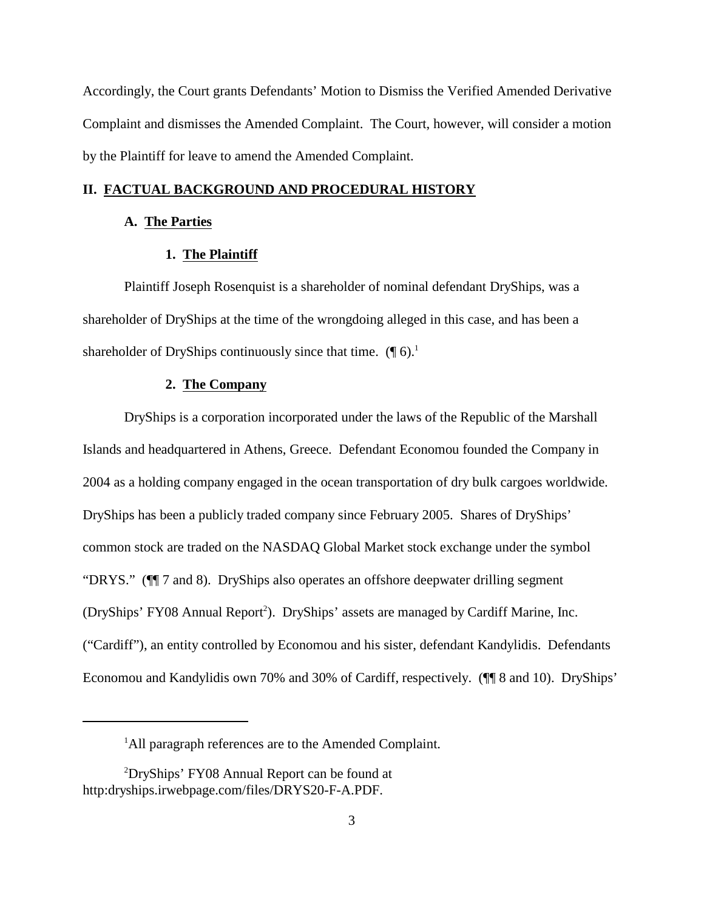Accordingly, the Court grants Defendants' Motion to Dismiss the Verified Amended Derivative Complaint and dismisses the Amended Complaint. The Court, however, will consider a motion by the Plaintiff for leave to amend the Amended Complaint.

## II. FACTUAL BACKGROUND AND PROCEDURAL HISTORY

### A. The Parties

#### 1. The Plaintiff

Plaintiff Joseph Rosenquist is a shareholder of nominal defendant DryShips, was a shareholder of DryShips at the time of the wrongdoing alleged in this case, and has been a shareholder of DryShips continuously since that time. (¶ 6).[1]

#### 2. The Company

DryShips is a corporation incorporated under the laws of the Republic of the Marshall Islands and headquartered in Athens, Greece. Defendant Economou founded the Company in 2004 as a holding company engaged in the ocean transportation of dry bulk cargoes worldwide. DryShips has been a publicly traded company since February 2005. Shares of DryShips' common stock are traded on the NASDAQ Global Market stock exchange under the symbol "DRYS." (¶¶ 7 and 8). DryShips also operates an offshore deepwater drilling segment (DryShips' FY08 Annual Report[2]). DryShips' assets are managed by Cardiff Marine, Inc. ("Cardiff"), an entity controlled by Economou and his sister, defendant Kandylidis. Defendants Economou and Kandylidis own 70% and 30% of Cardiff, respectively. (¶¶ 8 and 10). DryShips'

---

[1] All paragraph references are to the Amended Complaint.

[2] DryShips' FY08 Annual Report can be found at http:dryships.irwebpage.com/files/DRYS20-F-A.PDF.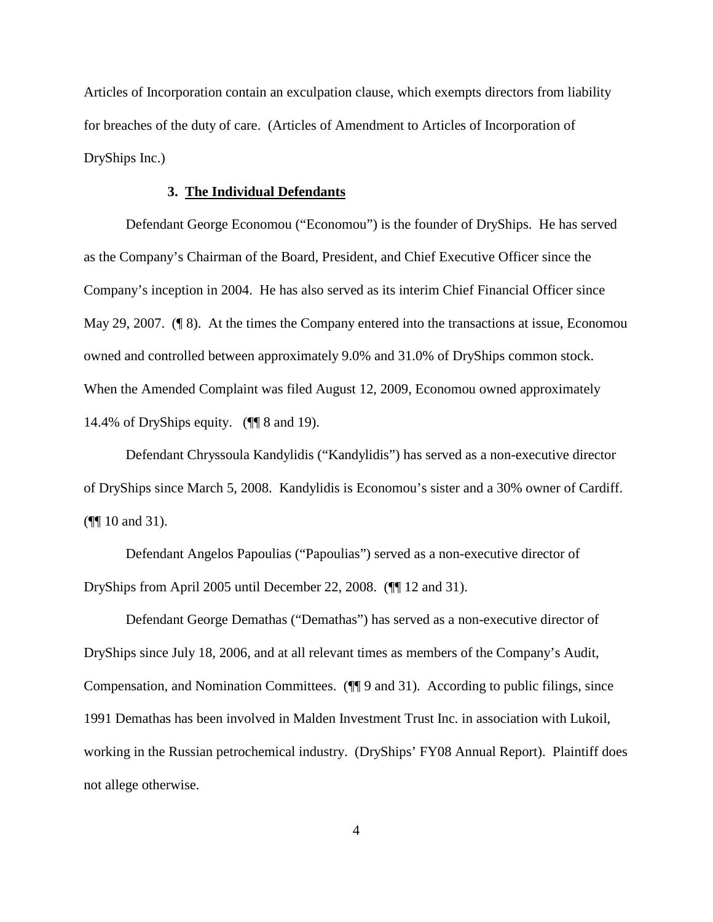Articles of Incorporation contain an exculpation clause, which exempts directors from liability for breaches of the duty of care. (Articles of Amendment to Articles of Incorporation of DryShips Inc.)

### 3. **The Individual Defendants**

Defendant George Economou ("Economou") is the founder of DryShips. He has served as the Company's Chairman of the Board, President, and Chief Executive Officer since the Company's inception in 2004. He has also served as its interim Chief Financial Officer since May 29, 2007. (¶ 8). At the times the Company entered into the transactions at issue, Economou owned and controlled between approximately 9.0% and 31.0% of DryShips common stock. When the Amended Complaint was filed August 12, 2009, Economou owned approximately 14.4% of DryShips equity. (¶¶ 8 and 19).

Defendant Chryssoula Kandylidis ("Kandylidis") has served as a non-executive director of DryShips since March 5, 2008. Kandylidis is Economou's sister and a 30% owner of Cardiff. (¶¶ 10 and 31).

Defendant Angelos Papoulias ("Papoulias") served as a non-executive director of DryShips from April 2005 until December 22, 2008. (¶¶ 12 and 31).

Defendant George Demathas ("Demathas") has served as a non-executive director of DryShips since July 18, 2006, and at all relevant times as members of the Company's Audit, Compensation, and Nomination Committees. (¶¶ 9 and 31). According to public filings, since 1991 Demathas has been involved in Malden Investment Trust Inc. in association with Lukoil, working in the Russian petrochemical industry. (DryShips' FY08 Annual Report). Plaintiff does not allege otherwise.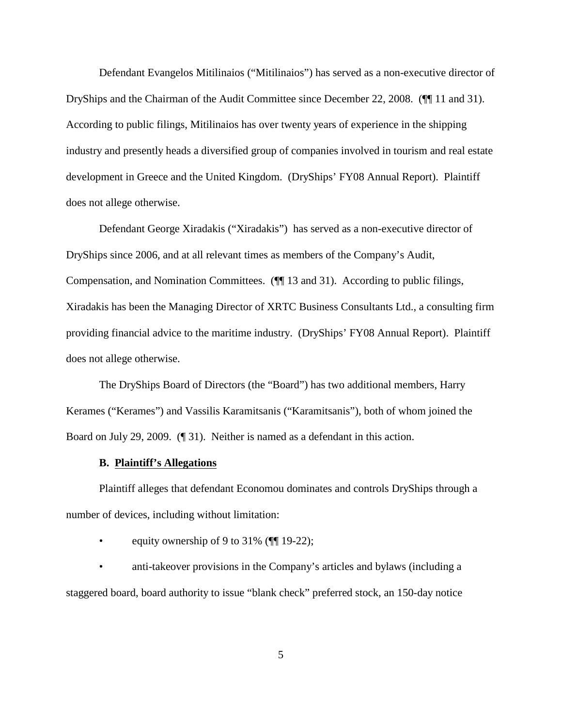Defendant Evangelos Mitilinaios ("Mitilinaios") has served as a non-executive director of DryShips and the Chairman of the Audit Committee since December 22, 2008. (¶¶ 11 and 31). According to public filings, Mitilinaios has over twenty years of experience in the shipping industry and presently heads a diversified group of companies involved in tourism and real estate development in Greece and the United Kingdom. (DryShips' FY08 Annual Report). Plaintiff does not allege otherwise.

Defendant George Xiradakis ("Xiradakis") has served as a non-executive director of DryShips since 2006, and at all relevant times as members of the Company's Audit, Compensation, and Nomination Committees. (¶¶ 13 and 31). According to public filings, Xiradakis has been the Managing Director of XRTC Business Consultants Ltd., a consulting firm providing financial advice to the maritime industry. (DryShips' FY08 Annual Report). Plaintiff does not allege otherwise.

The DryShips Board of Directors (the "Board") has two additional members, Harry Kerames ("Kerames") and Vassilis Karamitsanis ("Karamitsanis"), both of whom joined the Board on July 29, 2009. (¶ 31). Neither is named as a defendant in this action.

**B. <u>Plaintiff's Allegations</u>**

Plaintiff alleges that defendant Economou dominates and controls DryShips through a number of devices, including without limitation:

- equity ownership of 9 to 31% (¶¶ 19-22);
- anti-takeover provisions in the Company's articles and bylaws (including a staggered board, board authority to issue "blank check" preferred stock, an 150-day notice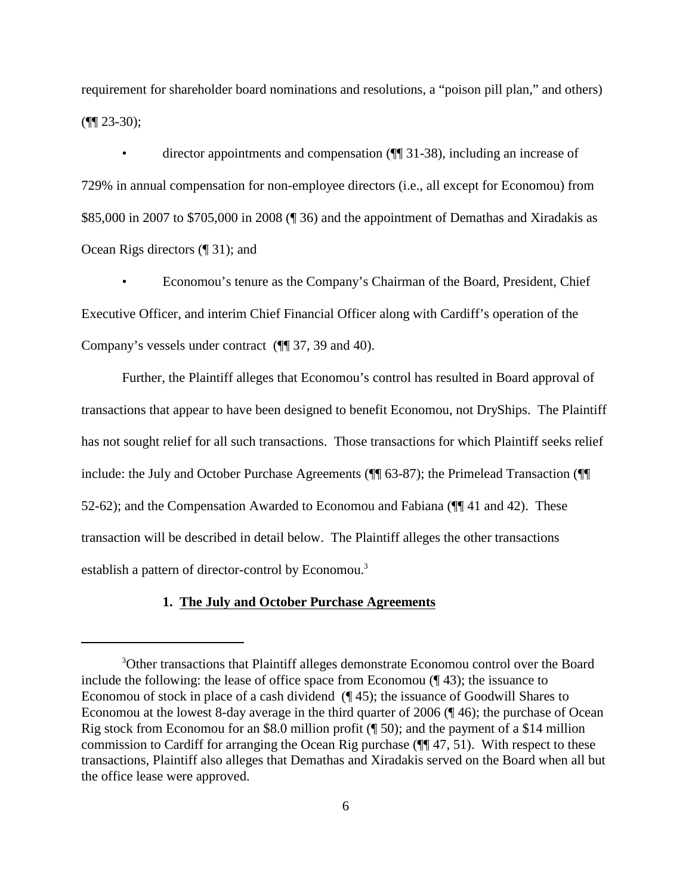requirement for shareholder board nominations and resolutions, a "poison pill plan," and others) (¶¶ 23-30);

- director appointments and compensation (¶¶ 31-38), including an increase of 729% in annual compensation for non-employee directors (i.e., all except for Economou) from \$85,000 in 2007 to \$705,000 in 2008 (¶ 36) and the appointment of Demathas and Xiradakis as Ocean Rigs directors (¶ 31); and

- Economou's tenure as the Company's Chairman of the Board, President, Chief Executive Officer, and interim Chief Financial Officer along with Cardiff's operation of the Company's vessels under contract (¶¶ 37, 39 and 40).

Further, the Plaintiff alleges that Economou's control has resulted in Board approval of transactions that appear to have been designed to benefit Economou, not DryShips. The Plaintiff has not sought relief for all such transactions. Those transactions for which Plaintiff seeks relief include: the July and October Purchase Agreements (¶¶ 63-87); the Primelead Transaction (¶¶ 52-62); and the Compensation Awarded to Economou and Fabiana (¶¶ 41 and 42). These transaction will be described in detail below. The Plaintiff alleges the other transactions establish a pattern of director-control by Economou.[3]

**1. <u>The July and October Purchase Agreements</u>**

---

[3]Other transactions that Plaintiff alleges demonstrate Economou control over the Board include the following: the lease of office space from Economou (¶ 43); the issuance to Economou of stock in place of a cash dividend (¶ 45); the issuance of Goodwill Shares to Economou at the lowest 8-day average in the third quarter of 2006 (¶ 46); the purchase of Ocean Rig stock from Economou for an \$8.0 million profit (¶ 50); and the payment of a \$14 million commission to Cardiff for arranging the Ocean Rig purchase (¶¶ 47, 51). With respect to these transactions, Plaintiff also alleges that Demathas and Xiradakis served on the Board when all but the office lease were approved.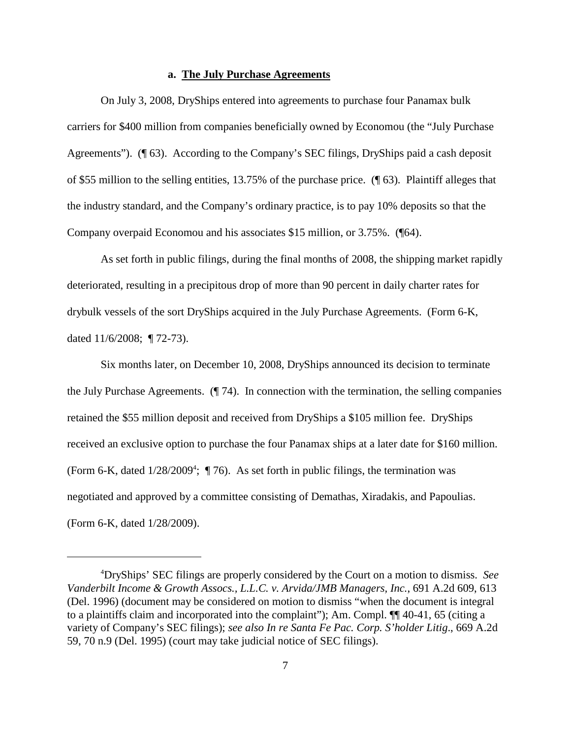### a. **The July Purchase Agreements**

On July 3, 2008, DryShips entered into agreements to purchase four Panamax bulk carriers for $400 million from companies beneficially owned by Economou (the "July Purchase Agreements"). (¶ 63). According to the Company's SEC filings, DryShips paid a cash deposit of $55 million to the selling entities, 13.75% of the purchase price. (¶ 63). Plaintiff alleges that the industry standard, and the Company's ordinary practice, is to pay 10% deposits so that the Company overpaid Economou and his associates $15 million, or 3.75%. (¶64).

As set forth in public filings, during the final months of 2008, the shipping market rapidly deteriorated, resulting in a precipitous drop of more than 90 percent in daily charter rates for drybulk vessels of the sort DryShips acquired in the July Purchase Agreements. (Form 6-K, dated 11/6/2008; ¶ 72-73).

Six months later, on December 10, 2008, DryShips announced its decision to terminate the July Purchase Agreements. (¶ 74). In connection with the termination, the selling companies retained the $55 million deposit and received from DryShips a $105 million fee. DryShips received an exclusive option to purchase the four Panamax ships at a later date for $160 million. (Form 6-K, dated 1/28/2009[4]; ¶ 76). As set forth in public filings, the termination was negotiated and approved by a committee consisting of Demathas, Xiradakis, and Papoulias. (Form 6-K, dated 1/28/2009).

---

[4]DryShips' SEC filings are properly considered by the Court on a motion to dismiss. *See Vanderbilt Income & Growth Assocs., L.L.C. v. Arvida/JMB Managers, Inc.*, 691 A.2d 609, 613 (Del. 1996) (document may be considered on motion to dismiss "when the document is integral to a plaintiffs claim and incorporated into the complaint"); Am. Compl. ¶¶ 40-41, 65 (citing a variety of Company's SEC filings); *see also In re Santa Fe Pac. Corp. S'holder Litig*., 669 A.2d 59, 70 n.9 (Del. 1995) (court may take judicial notice of SEC filings).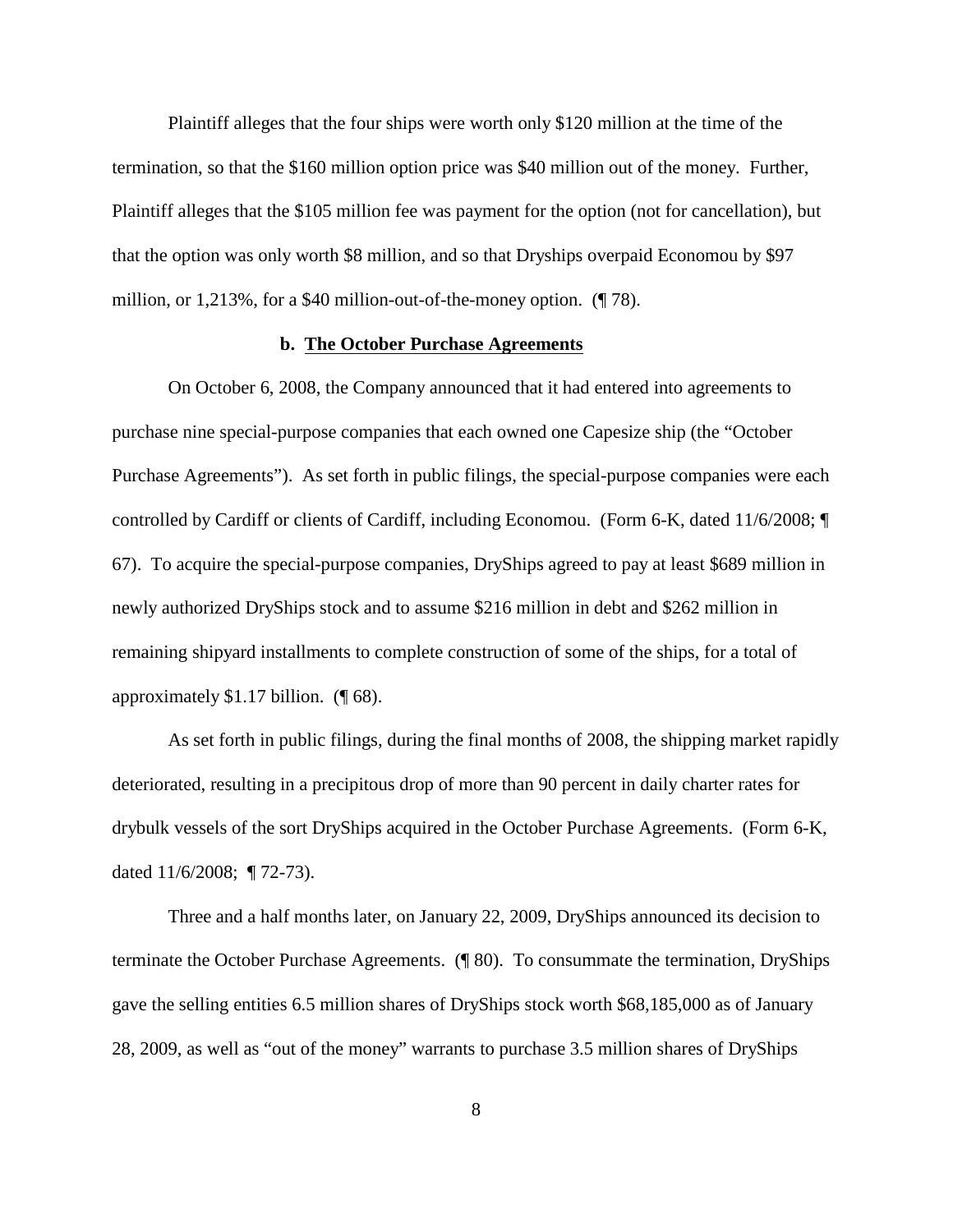Plaintiff alleges that the four ships were worth only $120 million at the time of the termination, so that the $160 million option price was $40 million out of the money. Further, Plaintiff alleges that the $105 million fee was payment for the option (not for cancellation), but that the option was only worth $8 million, and so that Dryships overpaid Economou by $97 million, or 1,213%, for a $40 million-out-of-the-money option. (¶ 78).

**b. The October Purchase Agreements**

On October 6, 2008, the Company announced that it had entered into agreements to purchase nine special-purpose companies that each owned one Capesize ship (the "October Purchase Agreements"). As set forth in public filings, the special-purpose companies were each controlled by Cardiff or clients of Cardiff, including Economou. (Form 6-K, dated 11/6/2008; ¶ 67). To acquire the special-purpose companies, DryShips agreed to pay at least $689 million in newly authorized DryShips stock and to assume $216 million in debt and $262 million in remaining shipyard installments to complete construction of some of the ships, for a total of approximately $1.17 billion. (¶ 68).

As set forth in public filings, during the final months of 2008, the shipping market rapidly deteriorated, resulting in a precipitous drop of more than 90 percent in daily charter rates for drybulk vessels of the sort DryShips acquired in the October Purchase Agreements. (Form 6-K, dated 11/6/2008; ¶ 72-73).

Three and a half months later, on January 22, 2009, DryShips announced its decision to terminate the October Purchase Agreements. (¶ 80). To consummate the termination, DryShips gave the selling entities 6.5 million shares of DryShips stock worth $68,185,000 as of January 28, 2009, as well as "out of the money" warrants to purchase 3.5 million shares of DryShips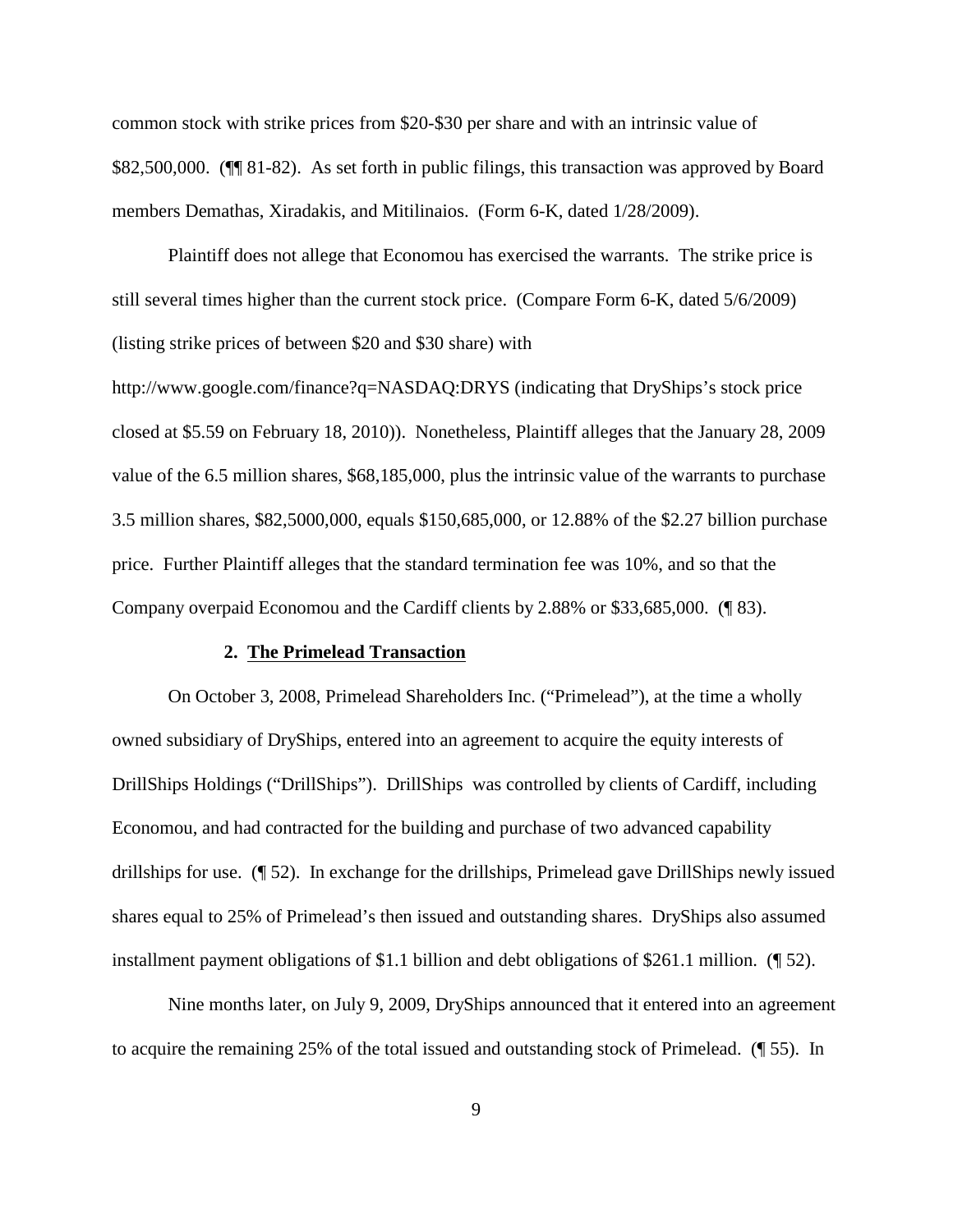common stock with strike prices from $20-$30 per share and with an intrinsic value of $82,500,000. (¶¶ 81-82). As set forth in public filings, this transaction was approved by Board members Demathas, Xiradakis, and Mitilinaios. (Form 6-K, dated 1/28/2009).

Plaintiff does not allege that Economou has exercised the warrants. The strike price is still several times higher than the current stock price. (Compare Form 6-K, dated 5/6/2009) (listing strike prices of between $20 and $30 share) with http://www.google.com/finance?q=NASDAQ:DRYS (indicating that DryShips's stock price closed at $5.59 on February 18, 2010)). Nonetheless, Plaintiff alleges that the January 28, 2009 value of the 6.5 million shares, $68,185,000, plus the intrinsic value of the warrants to purchase 3.5 million shares, $82,5000,000, equals $150,685,000, or 12.88% of the $2.27 billion purchase price. Further Plaintiff alleges that the standard termination fee was 10%, and so that the Company overpaid Economou and the Cardiff clients by 2.88% or $33,685,000. (¶ 83).

**2. <u>The Primelead Transaction</u>**

On October 3, 2008, Primelead Shareholders Inc. ("Primelead"), at the time a wholly owned subsidiary of DryShips, entered into an agreement to acquire the equity interests of DrillShips Holdings ("DrillShips"). DrillShips was controlled by clients of Cardiff, including Economou, and had contracted for the building and purchase of two advanced capability drillships for use. (¶ 52). In exchange for the drillships, Primelead gave DrillShips newly issued shares equal to 25% of Primelead's then issued and outstanding shares. DryShips also assumed installment payment obligations of $1.1 billion and debt obligations of $261.1 million. (¶ 52).

Nine months later, on July 9, 2009, DryShips announced that it entered into an agreement to acquire the remaining 25% of the total issued and outstanding stock of Primelead. (¶ 55). In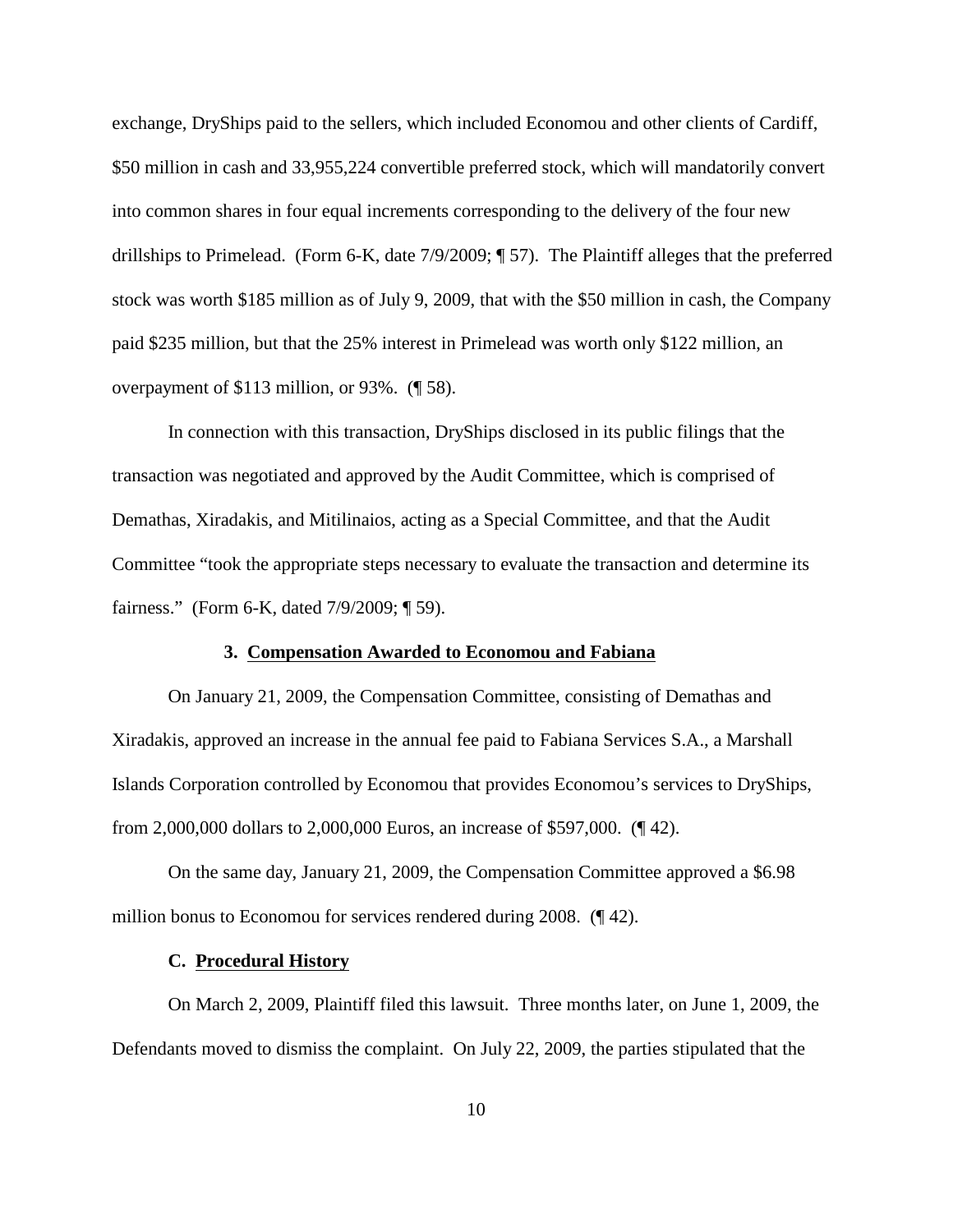exchange, DryShips paid to the sellers, which included Economou and other clients of Cardiff, $50 million in cash and 33,955,224 convertible preferred stock, which will mandatorily convert into common shares in four equal increments corresponding to the delivery of the four new drillships to Primelead. (Form 6-K, date 7/9/2009; ¶ 57). The Plaintiff alleges that the preferred stock was worth $185 million as of July 9, 2009, that with the $50 million in cash, the Company paid $235 million, but that the 25% interest in Primelead was worth only $122 million, an overpayment of $113 million, or 93%. (¶ 58).

In connection with this transaction, DryShips disclosed in its public filings that the transaction was negotiated and approved by the Audit Committee, which is comprised of Demathas, Xiradakis, and Mitilinaios, acting as a Special Committee, and that the Audit Committee "took the appropriate steps necessary to evaluate the transaction and determine its fairness." (Form 6-K, dated 7/9/2009; ¶ 59).

#### 3. Compensation Awarded to Economou and Fabiana

On January 21, 2009, the Compensation Committee, consisting of Demathas and Xiradakis, approved an increase in the annual fee paid to Fabiana Services S.A., a Marshall Islands Corporation controlled by Economou that provides Economou's services to DryShips, from 2,000,000 dollars to 2,000,000 Euros, an increase of $597,000. (¶ 42).

On the same day, January 21, 2009, the Compensation Committee approved a $6.98 million bonus to Economou for services rendered during 2008. (¶ 42).

### C. Procedural History

On March 2, 2009, Plaintiff filed this lawsuit. Three months later, on June 1, 2009, the Defendants moved to dismiss the complaint. On July 22, 2009, the parties stipulated that the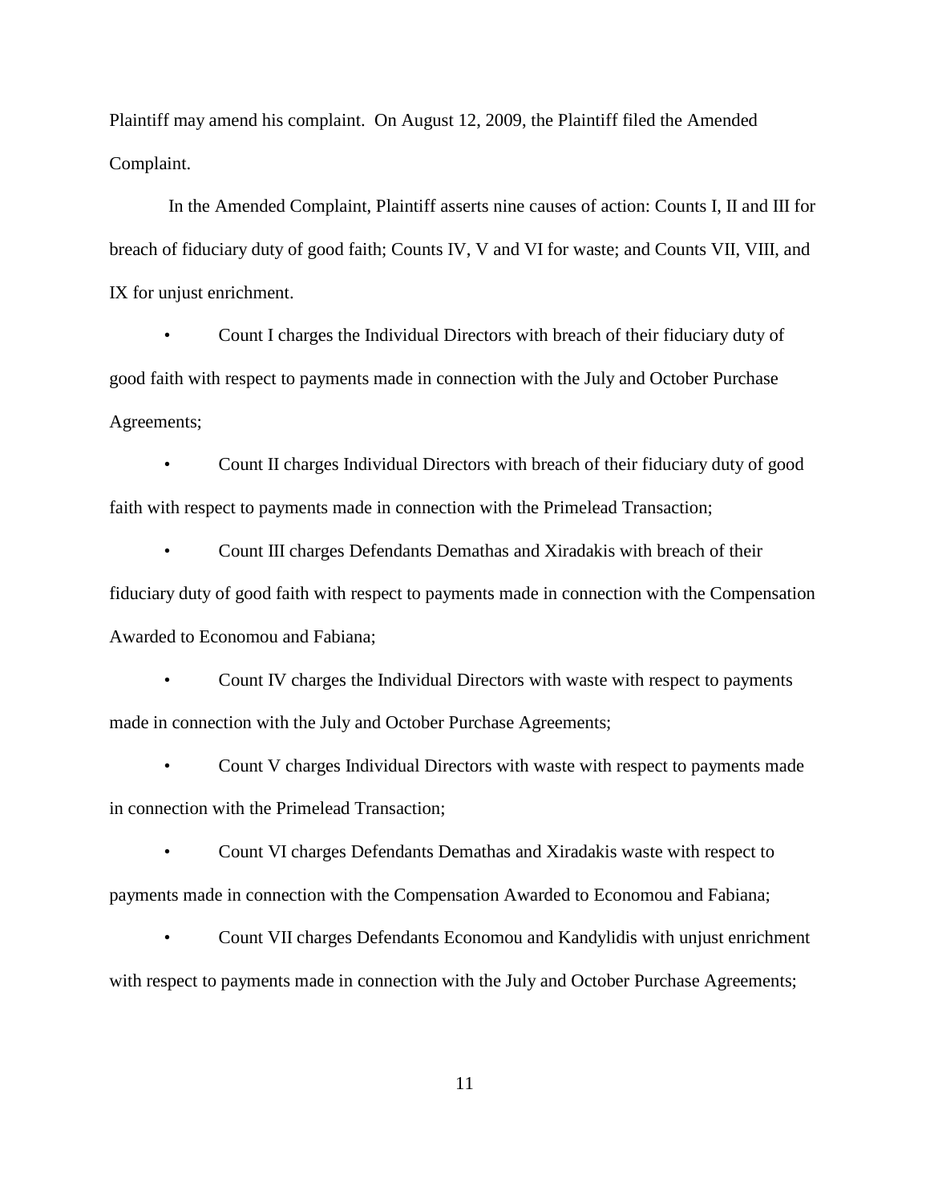Plaintiff may amend his complaint. On August 12, 2009, the Plaintiff filed the Amended Complaint.

In the Amended Complaint, Plaintiff asserts nine causes of action: Counts I, II and III for breach of fiduciary duty of good faith; Counts IV, V and VI for waste; and Counts VII, VIII, and IX for unjust enrichment.

- Count I charges the Individual Directors with breach of their fiduciary duty of good faith with respect to payments made in connection with the July and October Purchase Agreements;
- Count II charges Individual Directors with breach of their fiduciary duty of good faith with respect to payments made in connection with the Primelead Transaction;
- Count III charges Defendants Demathas and Xiradakis with breach of their fiduciary duty of good faith with respect to payments made in connection with the Compensation Awarded to Economou and Fabiana;
- Count IV charges the Individual Directors with waste with respect to payments made in connection with the July and October Purchase Agreements;
- Count V charges Individual Directors with waste with respect to payments made in connection with the Primelead Transaction;
- Count VI charges Defendants Demathas and Xiradakis waste with respect to payments made in connection with the Compensation Awarded to Economou and Fabiana;
- Count VII charges Defendants Economou and Kandylidis with unjust enrichment with respect to payments made in connection with the July and October Purchase Agreements;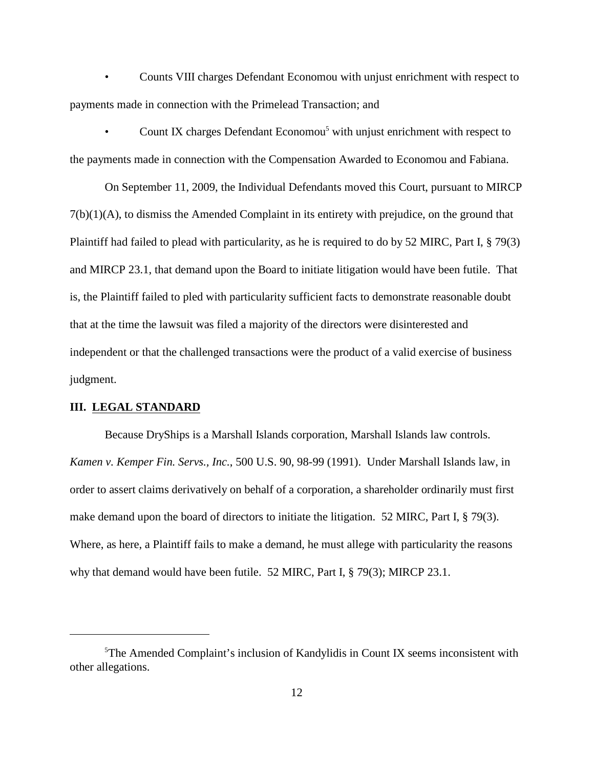- Counts VIII charges Defendant Economou with unjust enrichment with respect to payments made in connection with the Primelead Transaction; and

- Count IX charges Defendant Economou[5] with unjust enrichment with respect to the payments made in connection with the Compensation Awarded to Economou and Fabiana.

On September 11, 2009, the Individual Defendants moved this Court, pursuant to MIRCP 7(b)(1)(A), to dismiss the Amended Complaint in its entirety with prejudice, on the ground that Plaintiff had failed to plead with particularity, as he is required to do by 52 MIRC, Part I, § 79(3) and MIRCP 23.1, that demand upon the Board to initiate litigation would have been futile. That is, the Plaintiff failed to pled with particularity sufficient facts to demonstrate reasonable doubt that at the time the lawsuit was filed a majority of the directors were disinterested and independent or that the challenged transactions were the product of a valid exercise of business judgment.

### III. LEGAL STANDARD

Because DryShips is a Marshall Islands corporation, Marshall Islands law controls. *Kamen v. Kemper Fin. Servs., Inc.*, 500 U.S. 90, 98-99 (1991). Under Marshall Islands law, in order to assert claims derivatively on behalf of a corporation, a shareholder ordinarily must first make demand upon the board of directors to initiate the litigation. 52 MIRC, Part I, § 79(3). Where, as here, a Plaintiff fails to make a demand, he must allege with particularity the reasons why that demand would have been futile. 52 MIRC, Part I, § 79(3); MIRCP 23.1.

---

[5] The Amended Complaint's inclusion of Kandylidis in Count IX seems inconsistent with other allegations.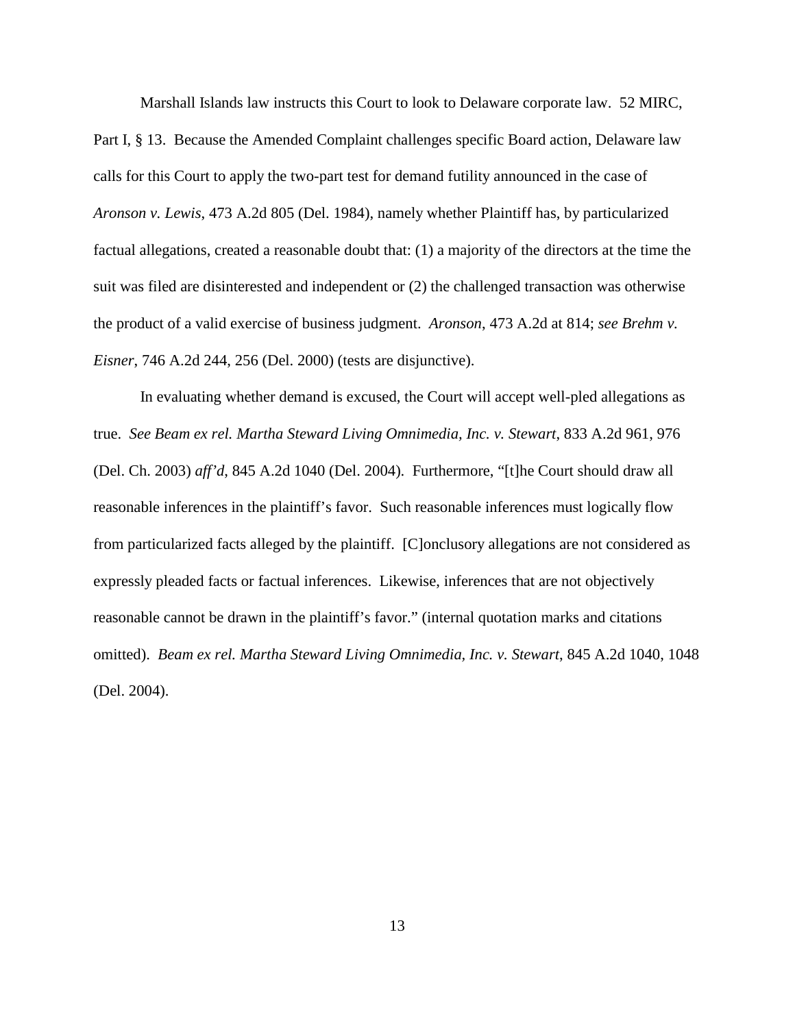Marshall Islands law instructs this Court to look to Delaware corporate law. 52 MIRC, Part I, § 13. Because the Amended Complaint challenges specific Board action, Delaware law calls for this Court to apply the two-part test for demand futility announced in the case of *Aronson v. Lewis*, 473 A.2d 805 (Del. 1984), namely whether Plaintiff has, by particularized factual allegations, created a reasonable doubt that: (1) a majority of the directors at the time the suit was filed are disinterested and independent or (2) the challenged transaction was otherwise the product of a valid exercise of business judgment. *Aronson*, 473 A.2d at 814; *see Brehm v. Eisner*, 746 A.2d 244, 256 (Del. 2000) (tests are disjunctive).

In evaluating whether demand is excused, the Court will accept well-pled allegations as true. *See Beam ex rel. Martha Steward Living Omnimedia, Inc. v. Stewart*, 833 A.2d 961, 976 (Del. Ch. 2003) *aff'd*, 845 A.2d 1040 (Del. 2004). Furthermore, "[t]he Court should draw all reasonable inferences in the plaintiff's favor. Such reasonable inferences must logically flow from particularized facts alleged by the plaintiff. [C]onclusory allegations are not considered as expressly pleaded facts or factual inferences. Likewise, inferences that are not objectively reasonable cannot be drawn in the plaintiff's favor." (internal quotation marks and citations omitted). *Beam ex rel. Martha Steward Living Omnimedia, Inc. v. Stewart*, 845 A.2d 1040, 1048 (Del. 2004).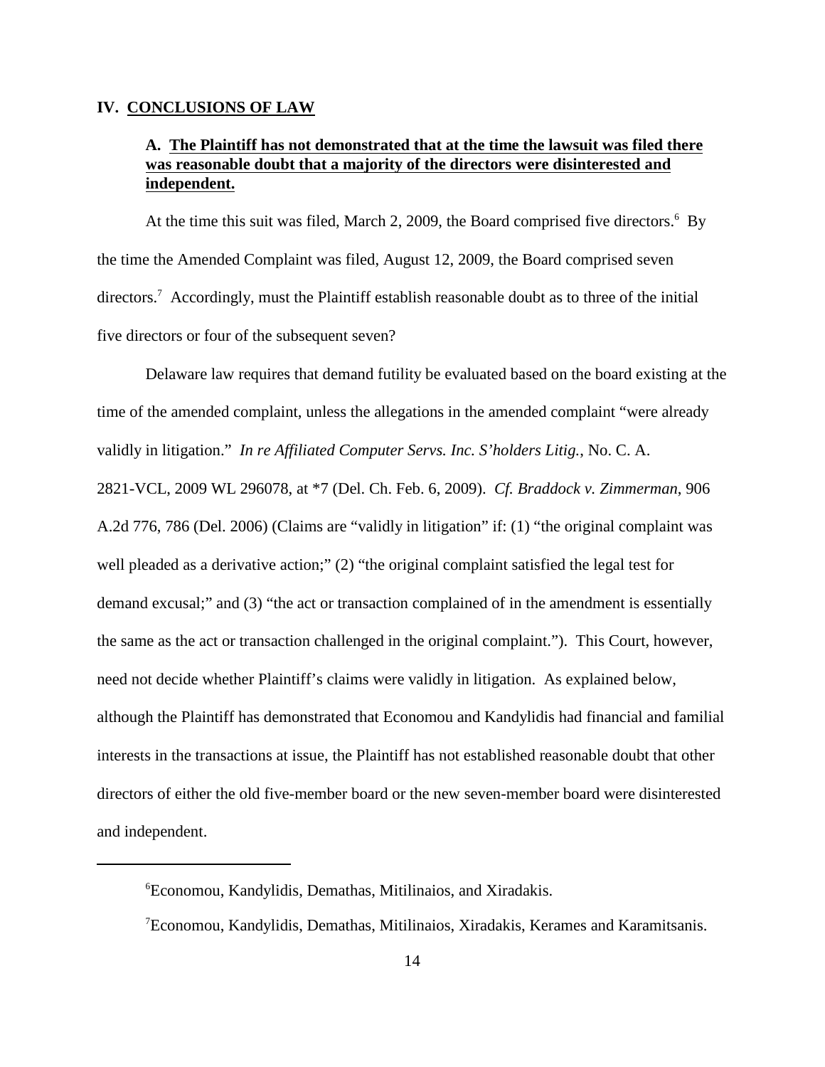## IV. CONCLUSIONS OF LAW

### A. The Plaintiff has not demonstrated that at the time the lawsuit was filed there was reasonable doubt that a majority of the directors were disinterested and independent.

At the time this suit was filed, March 2, 2009, the Board comprised five directors.[6] By the time the Amended Complaint was filed, August 12, 2009, the Board comprised seven directors.[7] Accordingly, must the Plaintiff establish reasonable doubt as to three of the initial five directors or four of the subsequent seven?

Delaware law requires that demand futility be evaluated based on the board existing at the time of the amended complaint, unless the allegations in the amended complaint "were already validly in litigation." *In re Affiliated Computer Servs. Inc. S'holders Litig.*, No. C. A. 2821-VCL, 2009 WL 296078, at *7 (Del. Ch. Feb. 6, 2009). *Cf. Braddock v. Zimmerman*, 906 A.2d 776, 786 (Del. 2006) (Claims are "validly in litigation" if: (1) "the original complaint was well pleaded as a derivative action;" (2) "the original complaint satisfied the legal test for demand excusal;" and (3) "the act or transaction complained of in the amendment is essentially the same as the act or transaction challenged in the original complaint."). This Court, however, need not decide whether Plaintiff's claims were validly in litigation. As explained below, although the Plaintiff has demonstrated that Economou and Kandylidis had financial and familial interests in the transactions at issue, the Plaintiff has not established reasonable doubt that other directors of either the old five-member board or the new seven-member board were disinterested and independent.

[6] Economou, Kandylidis, Demathas, Mitilinaios, and Xiradakis.

[7] Economou, Kandylidis, Demathas, Mitilinaios, Xiradakis, Kerames and Karamitsanis.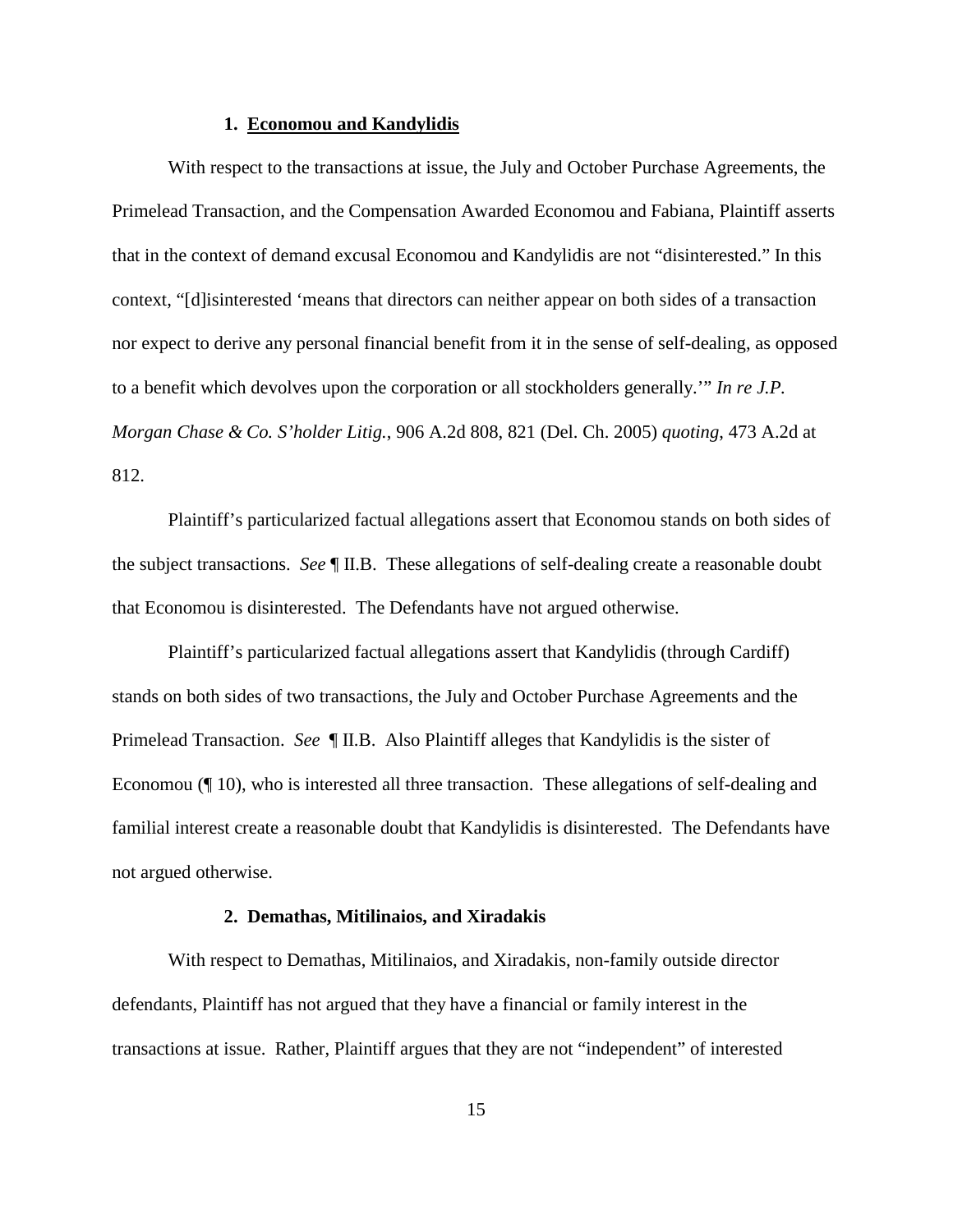### 1. **Economou and Kandylidis**

With respect to the transactions at issue, the July and October Purchase Agreements, the Primelead Transaction, and the Compensation Awarded Economou and Fabiana, Plaintiff asserts that in the context of demand excusal Economou and Kandylidis are not "disinterested." In this context, "[d]isinterested 'means that directors can neither appear on both sides of a transaction nor expect to derive any personal financial benefit from it in the sense of self-dealing, as opposed to a benefit which devolves upon the corporation or all stockholders generally.'" *In re J.P. Morgan Chase & Co. S'holder Litig.*, 906 A.2d 808, 821 (Del. Ch. 2005) *quoting*, 473 A.2d at 812.

Plaintiff's particularized factual allegations assert that Economou stands on both sides of the subject transactions. *See* ¶ II.B. These allegations of self-dealing create a reasonable doubt that Economou is disinterested. The Defendants have not argued otherwise.

Plaintiff's particularized factual allegations assert that Kandylidis (through Cardiff) stands on both sides of two transactions, the July and October Purchase Agreements and the Primelead Transaction. *See* ¶ II.B. Also Plaintiff alleges that Kandylidis is the sister of Economou (¶ 10), who is interested all three transaction. These allegations of self-dealing and familial interest create a reasonable doubt that Kandylidis is disinterested. The Defendants have not argued otherwise.

### 2. **Demathas, Mitilinaios, and Xiradakis**

With respect to Demathas, Mitilinaios, and Xiradakis, non-family outside director defendants, Plaintiff has not argued that they have a financial or family interest in the transactions at issue. Rather, Plaintiff argues that they are not "independent" of interested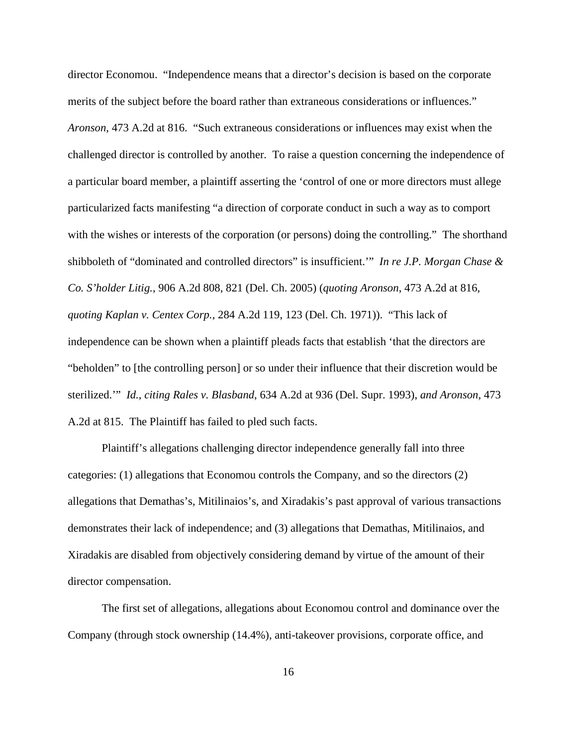director Economou. "Independence means that a director's decision is based on the corporate merits of the subject before the board rather than extraneous considerations or influences." *Aronson*, 473 A.2d at 816. "Such extraneous considerations or influences may exist when the challenged director is controlled by another. To raise a question concerning the independence of a particular board member, a plaintiff asserting the 'control of one or more directors must allege particularized facts manifesting "a direction of corporate conduct in such a way as to comport with the wishes or interests of the corporation (or persons) doing the controlling." The shorthand shibboleth of "dominated and controlled directors" is insufficient.'" *In re J.P. Morgan Chase & Co. S'holder Litig.*, 906 A.2d 808, 821 (Del. Ch. 2005) (*quoting Aronson*, 473 A.2d at 816, *quoting Kaplan v. Centex Corp.*, 284 A.2d 119, 123 (Del. Ch. 1971)). "This lack of independence can be shown when a plaintiff pleads facts that establish 'that the directors are "beholden" to [the controlling person] or so under their influence that their discretion would be sterilized.'" *Id.*, *citing Rales v. Blasband*, 634 A.2d at 936 (Del. Supr. 1993), *and Aronson*, 473 A.2d at 815. The Plaintiff has failed to pled such facts.

Plaintiff's allegations challenging director independence generally fall into three categories: (1) allegations that Economou controls the Company, and so the directors (2) allegations that Demathas's, Mitilinaios's, and Xiradakis's past approval of various transactions demonstrates their lack of independence; and (3) allegations that Demathas, Mitilinaios, and Xiradakis are disabled from objectively considering demand by virtue of the amount of their director compensation.

The first set of allegations, allegations about Economou control and dominance over the Company (through stock ownership (14.4%), anti-takeover provisions, corporate office, and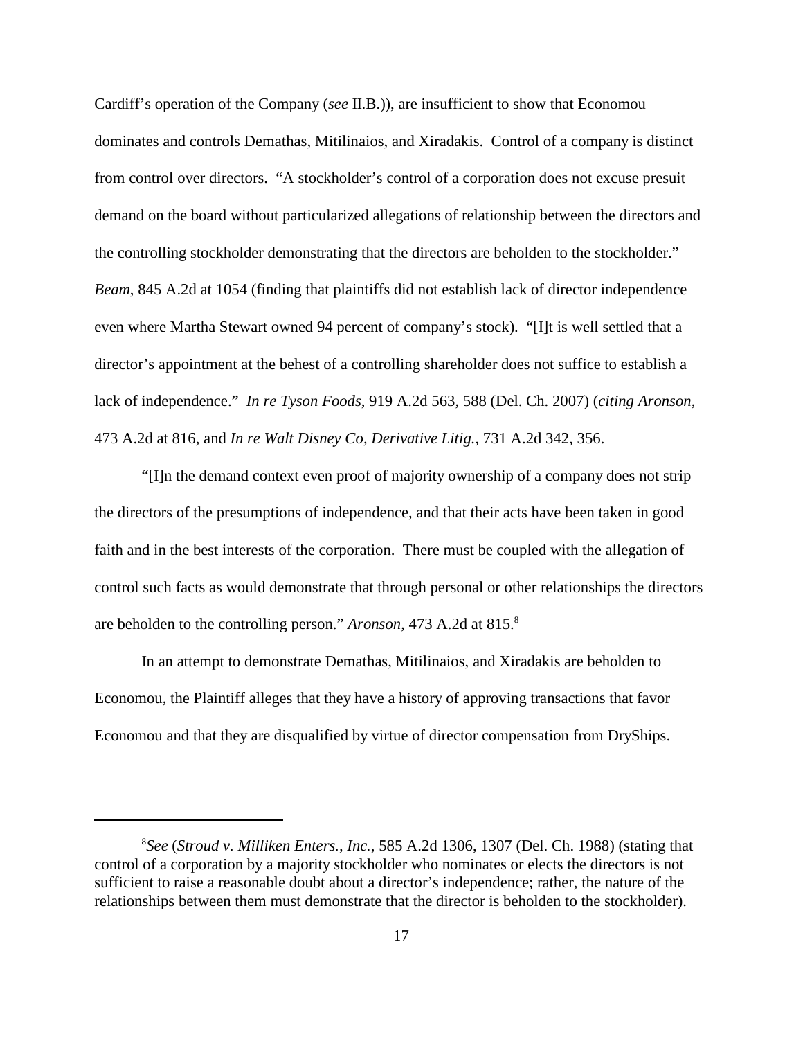Cardiff's operation of the Company (*see* II.B.)), are insufficient to show that Economou dominates and controls Demathas, Mitilinaios, and Xiradakis. Control of a company is distinct from control over directors. "A stockholder's control of a corporation does not excuse presuit demand on the board without particularized allegations of relationship between the directors and the controlling stockholder demonstrating that the directors are beholden to the stockholder." *Beam*, 845 A.2d at 1054 (finding that plaintiffs did not establish lack of director independence even where Martha Stewart owned 94 percent of company's stock). "[I]t is well settled that a director's appointment at the behest of a controlling shareholder does not suffice to establish a lack of independence." *In re Tyson Foods*, 919 A.2d 563, 588 (Del. Ch. 2007) (*citing Aronson*, 473 A.2d at 816, and *In re Walt Disney Co, Derivative Litig.*, 731 A.2d 342, 356.

"[I]n the demand context even proof of majority ownership of a company does not strip the directors of the presumptions of independence, and that their acts have been taken in good faith and in the best interests of the corporation. There must be coupled with the allegation of control such facts as would demonstrate that through personal or other relationships the directors are beholden to the controlling person." *Aronson*, 473 A.2d at 815.[8]

In an attempt to demonstrate Demathas, Mitilinaios, and Xiradakis are beholden to Economou, the Plaintiff alleges that they have a history of approving transactions that favor Economou and that they are disqualified by virtue of director compensation from DryShips.

---

[8] *See* (*Stroud v. Milliken Enters., Inc.*, 585 A.2d 1306, 1307 (Del. Ch. 1988) (stating that control of a corporation by a majority stockholder who nominates or elects the directors is not sufficient to raise a reasonable doubt about a director's independence; rather, the nature of the relationships between them must demonstrate that the director is beholden to the stockholder).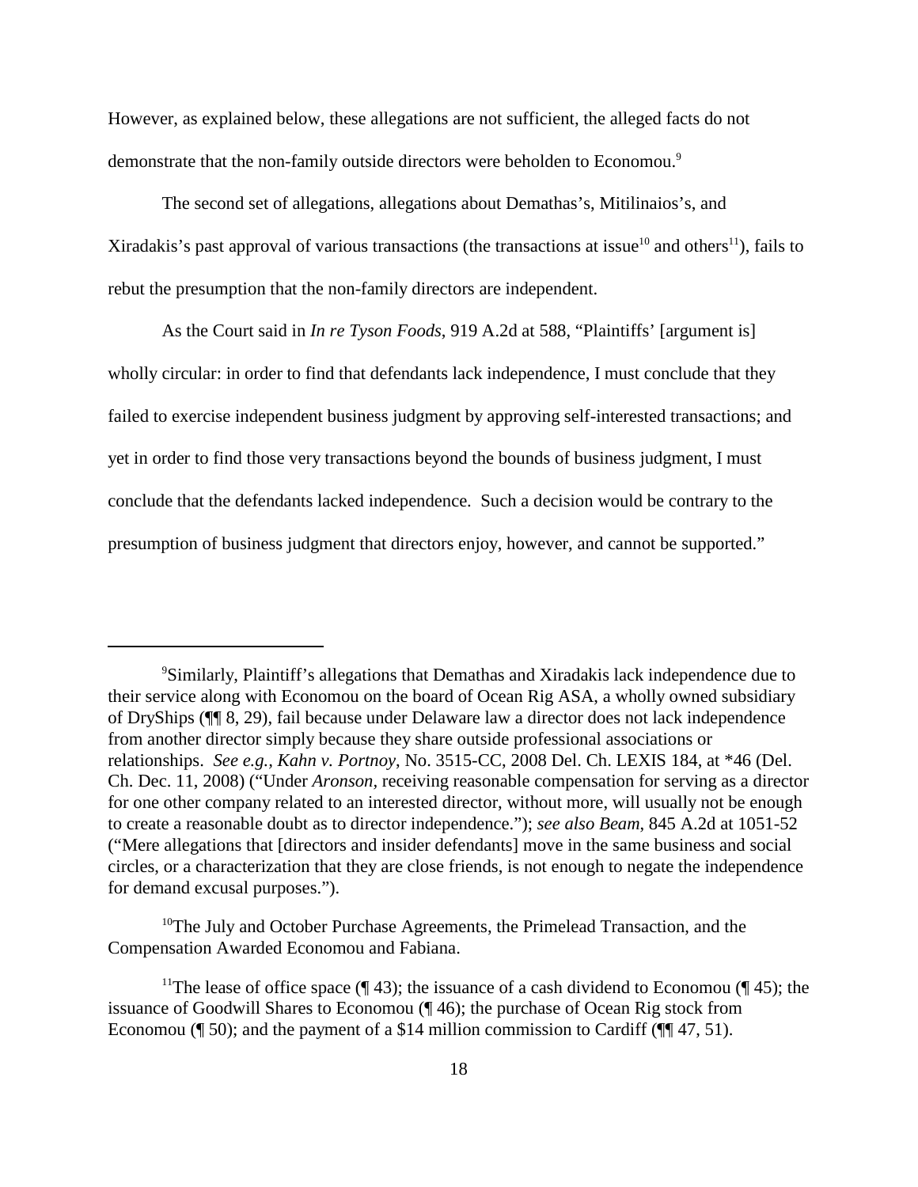However, as explained below, these allegations are not sufficient, the alleged facts do not demonstrate that the non-family outside directors were beholden to Economou.[9]

The second set of allegations, allegations about Demathas's, Mitilinaios's, and Xiradakis's past approval of various transactions (the transactions at issue[10] and others[11]), fails to rebut the presumption that the non-family directors are independent.

As the Court said in *In re Tyson Foods*, 919 A.2d at 588, "Plaintiffs' [argument is] wholly circular: in order to find that defendants lack independence, I must conclude that they failed to exercise independent business judgment by approving self-interested transactions; and yet in order to find those very transactions beyond the bounds of business judgment, I must conclude that the defendants lacked independence. Such a decision would be contrary to the presumption of business judgment that directors enjoy, however, and cannot be supported."

---

[9]Similarly, Plaintiff's allegations that Demathas and Xiradakis lack independence due to their service along with Economou on the board of Ocean Rig ASA, a wholly owned subsidiary of DryShips (¶¶ 8, 29), fail because under Delaware law a director does not lack independence from another director simply because they share outside professional associations or relationships. *See e.g., Kahn v. Portnoy*, No. 3515-CC, 2008 Del. Ch. LEXIS 184, at *46 (Del. Ch. Dec. 11, 2008) ("Under *Aronson*, receiving reasonable compensation for serving as a director for one other company related to an interested director, without more, will usually not be enough to create a reasonable doubt as to director independence."); *see also Beam*, 845 A.2d at 1051-52 ("Mere allegations that [directors and insider defendants] move in the same business and social circles, or a characterization that they are close friends, is not enough to negate the independence for demand excusal purposes.").

[10]The July and October Purchase Agreements, the Primelead Transaction, and the Compensation Awarded Economou and Fabiana.

[11]The lease of office space (¶ 43); the issuance of a cash dividend to Economou (¶ 45); the issuance of Goodwill Shares to Economou (¶ 46); the purchase of Ocean Rig stock from Economou (¶ 50); and the payment of a $14 million commission to Cardiff (¶¶ 47, 51).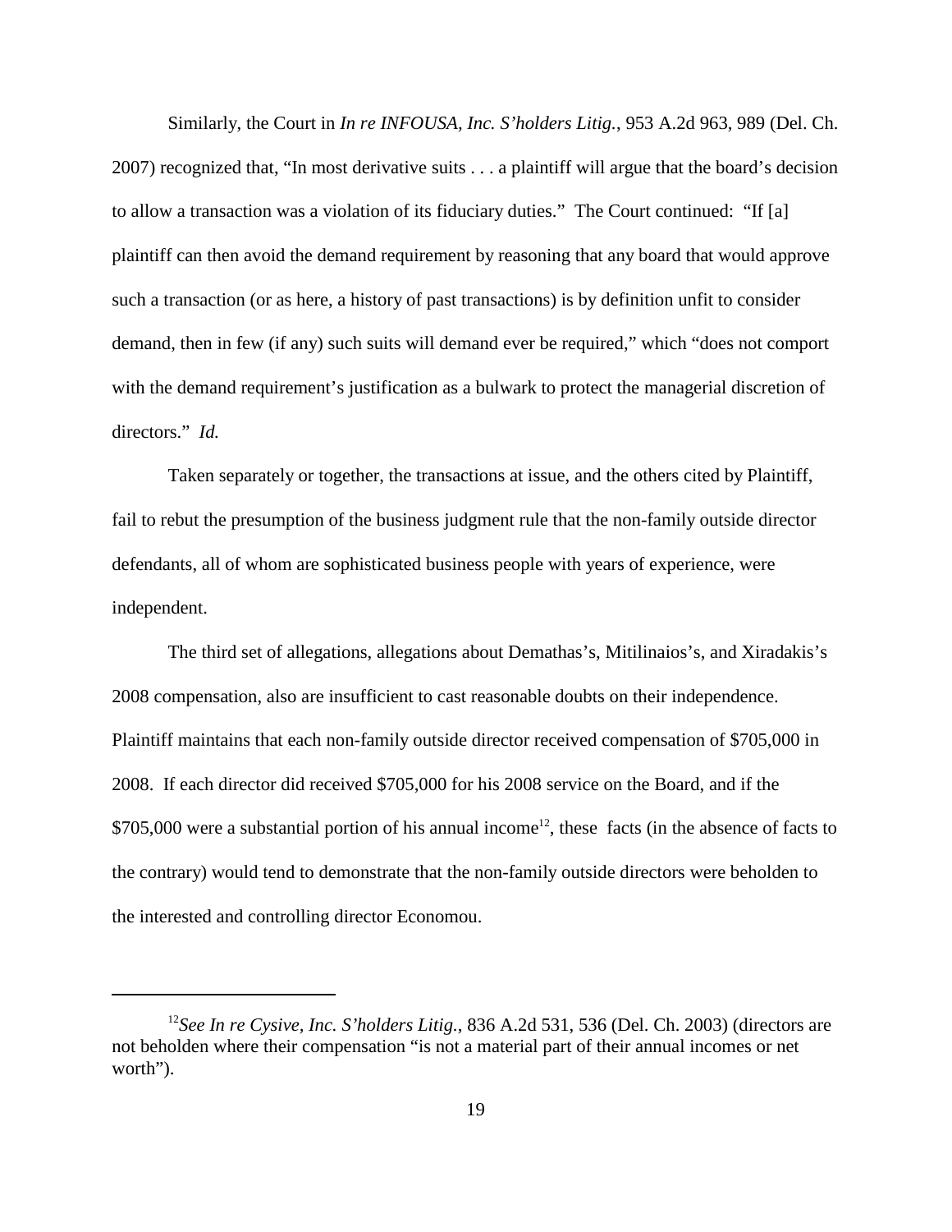Similarly, the Court in *In re INFOUSA, Inc. S'holders Litig.*, 953 A.2d 963, 989 (Del. Ch. 2007) recognized that, "In most derivative suits . . . a plaintiff will argue that the board's decision to allow a transaction was a violation of its fiduciary duties." The Court continued: "If [a] plaintiff can then avoid the demand requirement by reasoning that any board that would approve such a transaction (or as here, a history of past transactions) is by definition unfit to consider demand, then in few (if any) such suits will demand ever be required," which "does not comport with the demand requirement's justification as a bulwark to protect the managerial discretion of directors." *Id.*

Taken separately or together, the transactions at issue, and the others cited by Plaintiff, fail to rebut the presumption of the business judgment rule that the non-family outside director defendants, all of whom are sophisticated business people with years of experience, were independent.

The third set of allegations, allegations about Demathas's, Mitilinaios's, and Xiradakis's 2008 compensation, also are insufficient to cast reasonable doubts on their independence. Plaintiff maintains that each non-family outside director received compensation of $705,000 in 2008. If each director did received $705,000 for his 2008 service on the Board, and if the $705,000 were a substantial portion of his annual income[12], these facts (in the absence of facts to the contrary) would tend to demonstrate that the non-family outside directors were beholden to the interested and controlling director Economou.

---

[12]*See In re Cysive, Inc. S'holders Litig.*, 836 A.2d 531, 536 (Del. Ch. 2003) (directors are not beholden where their compensation "is not a material part of their annual incomes or net worth").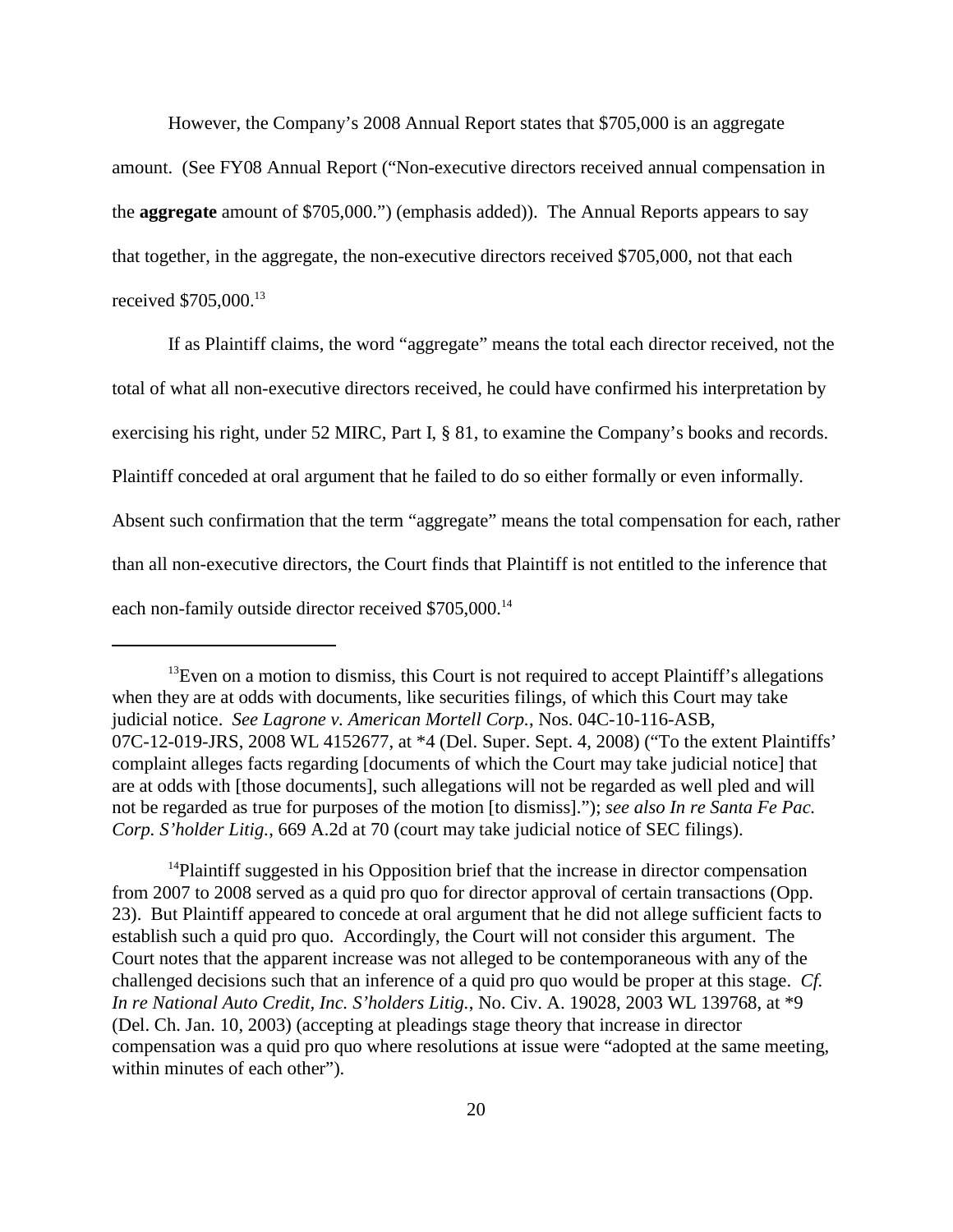However, the Company's 2008 Annual Report states that $705,000 is an aggregate amount. (See FY08 Annual Report ("Non-executive directors received annual compensation in the **aggregate** amount of $705,000.") (emphasis added)). The Annual Reports appears to say that together, in the aggregate, the non-executive directors received $705,000, not that each received $705,000.[13]

If as Plaintiff claims, the word "aggregate" means the total each director received, not the total of what all non-executive directors received, he could have confirmed his interpretation by exercising his right, under 52 MIRC, Part I, § 81, to examine the Company's books and records. Plaintiff conceded at oral argument that he failed to do so either formally or even informally. Absent such confirmation that the term "aggregate" means the total compensation for each, rather than all non-executive directors, the Court finds that Plaintiff is not entitled to the inference that each non-family outside director received $705,000.[14]

---

[13]Even on a motion to dismiss, this Court is not required to accept Plaintiff's allegations when they are at odds with documents, like securities filings, of which this Court may take judicial notice. *See Lagrone v. American Mortell Corp.*, Nos. 04C-10-116-ASB, 07C-12-019-JRS, 2008 WL 4152677, at *4 (Del. Super. Sept. 4, 2008) ("To the extent Plaintiffs' complaint alleges facts regarding [documents of which the Court may take judicial notice] that are at odds with [those documents], such allegations will not be regarded as well pled and will not be regarded as true for purposes of the motion [to dismiss]."); *see also In re Santa Fe Pac. Corp. S'holder Litig.*, 669 A.2d at 70 (court may take judicial notice of SEC filings).

[14]Plaintiff suggested in his Opposition brief that the increase in director compensation from 2007 to 2008 served as a quid pro quo for director approval of certain transactions (Opp. 23). But Plaintiff appeared to concede at oral argument that he did not allege sufficient facts to establish such a quid pro quo. Accordingly, the Court will not consider this argument. The Court notes that the apparent increase was not alleged to be contemporaneous with any of the challenged decisions such that an inference of a quid pro quo would be proper at this stage. *Cf. In re National Auto Credit, Inc. S'holders Litig.*, No. Civ. A. 19028, 2003 WL 139768, at *9 (Del. Ch. Jan. 10, 2003) (accepting at pleadings stage theory that increase in director compensation was a quid pro quo where resolutions at issue were "adopted at the same meeting, within minutes of each other").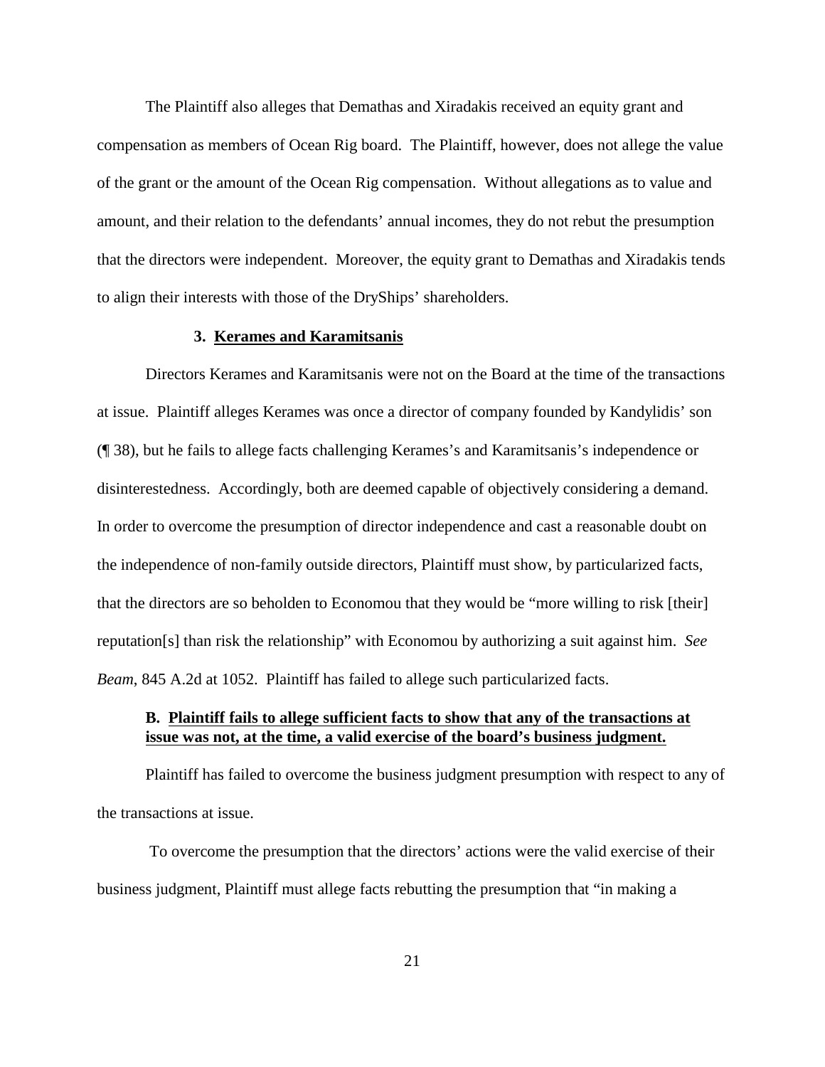The Plaintiff also alleges that Demathas and Xiradakis received an equity grant and compensation as members of Ocean Rig board. The Plaintiff, however, does not allege the value of the grant or the amount of the Ocean Rig compensation. Without allegations as to value and amount, and their relation to the defendants' annual incomes, they do not rebut the presumption that the directors were independent. Moreover, the equity grant to Demathas and Xiradakis tends to align their interests with those of the DryShips' shareholders.

### 3. Kerames and Karamitsanis

Directors Kerames and Karamitsanis were not on the Board at the time of the transactions at issue. Plaintiff alleges Kerames was once a director of company founded by Kandylidis' son (¶ 38), but he fails to allege facts challenging Kerames's and Karamitsanis's independence or disinterestedness. Accordingly, both are deemed capable of objectively considering a demand. In order to overcome the presumption of director independence and cast a reasonable doubt on the independence of non-family outside directors, Plaintiff must show, by particularized facts, that the directors are so beholden to Economou that they would be "more willing to risk [their] reputation[s] than risk the relationship" with Economou by authorizing a suit against him. *See Beam*, 845 A.2d at 1052. Plaintiff has failed to allege such particularized facts.

### B. Plaintiff fails to allege sufficient facts to show that any of the transactions at issue was not, at the time, a valid exercise of the board's business judgment.

Plaintiff has failed to overcome the business judgment presumption with respect to any of the transactions at issue.

To overcome the presumption that the directors' actions were the valid exercise of their business judgment, Plaintiff must allege facts rebutting the presumption that "in making a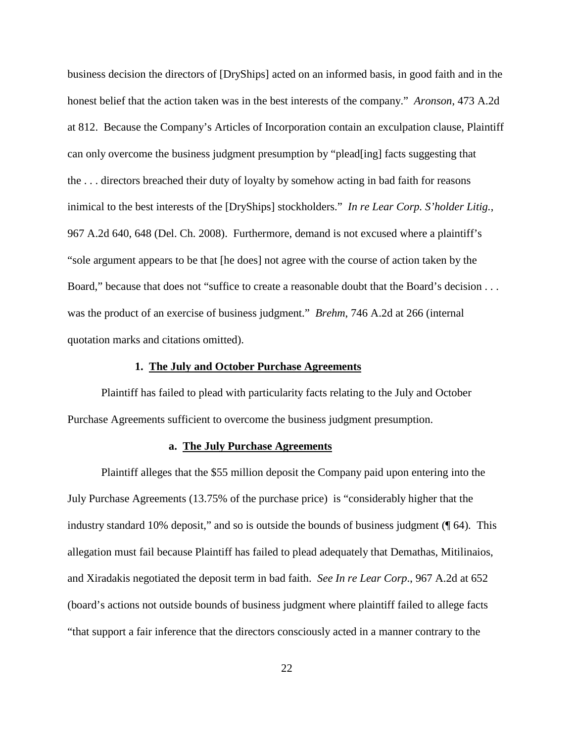business decision the directors of [DryShips] acted on an informed basis, in good faith and in the honest belief that the action taken was in the best interests of the company." *Aronson*, 473 A.2d at 812. Because the Company's Articles of Incorporation contain an exculpation clause, Plaintiff can only overcome the business judgment presumption by "plead[ing] facts suggesting that the . . . directors breached their duty of loyalty by somehow acting in bad faith for reasons inimical to the best interests of the [DryShips] stockholders." *In re Lear Corp. S'holder Litig.*, 967 A.2d 640, 648 (Del. Ch. 2008). Furthermore, demand is not excused where a plaintiff's "sole argument appears to be that [he does] not agree with the course of action taken by the Board," because that does not "suffice to create a reasonable doubt that the Board's decision . . . was the product of an exercise of business judgment." *Brehm*, 746 A.2d at 266 (internal quotation marks and citations omitted).

**1. The July and October Purchase Agreements**

Plaintiff has failed to plead with particularity facts relating to the July and October Purchase Agreements sufficient to overcome the business judgment presumption.

**a. The July Purchase Agreements**

Plaintiff alleges that the $55 million deposit the Company paid upon entering into the July Purchase Agreements (13.75% of the purchase price) is "considerably higher that the industry standard 10% deposit," and so is outside the bounds of business judgment (¶ 64). This allegation must fail because Plaintiff has failed to plead adequately that Demathas, Mitilinaios, and Xiradakis negotiated the deposit term in bad faith. *See In re Lear Corp*., 967 A.2d at 652 (board's actions not outside bounds of business judgment where plaintiff failed to allege facts "that support a fair inference that the directors consciously acted in a manner contrary to the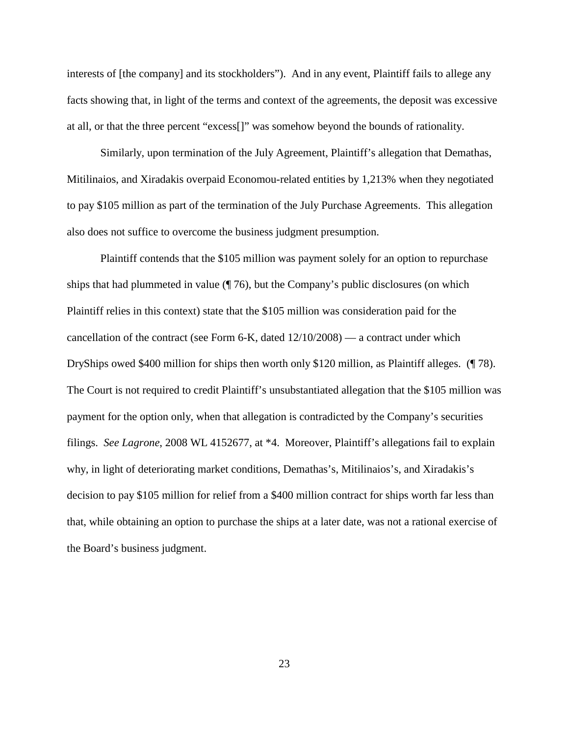interests of [the company] and its stockholders"). And in any event, Plaintiff fails to allege any facts showing that, in light of the terms and context of the agreements, the deposit was excessive at all, or that the three percent "excess[]" was somehow beyond the bounds of rationality.

Similarly, upon termination of the July Agreement, Plaintiff's allegation that Demathas, Mitilinaios, and Xiradakis overpaid Economou-related entities by 1,213% when they negotiated to pay $105 million as part of the termination of the July Purchase Agreements. This allegation also does not suffice to overcome the business judgment presumption.

Plaintiff contends that the $105 million was payment solely for an option to repurchase ships that had plummeted in value (¶ 76), but the Company's public disclosures (on which Plaintiff relies in this context) state that the $105 million was consideration paid for the cancellation of the contract (see Form 6-K, dated 12/10/2008) — a contract under which DryShips owed $400 million for ships then worth only $120 million, as Plaintiff alleges. (¶ 78). The Court is not required to credit Plaintiff's unsubstantiated allegation that the $105 million was payment for the option only, when that allegation is contradicted by the Company's securities filings. *See Lagrone*, 2008 WL 4152677, at *4. Moreover, Plaintiff's allegations fail to explain why, in light of deteriorating market conditions, Demathas's, Mitilinaios's, and Xiradakis's decision to pay $105 million for relief from a $400 million contract for ships worth far less than that, while obtaining an option to purchase the ships at a later date, was not a rational exercise of the Board's business judgment.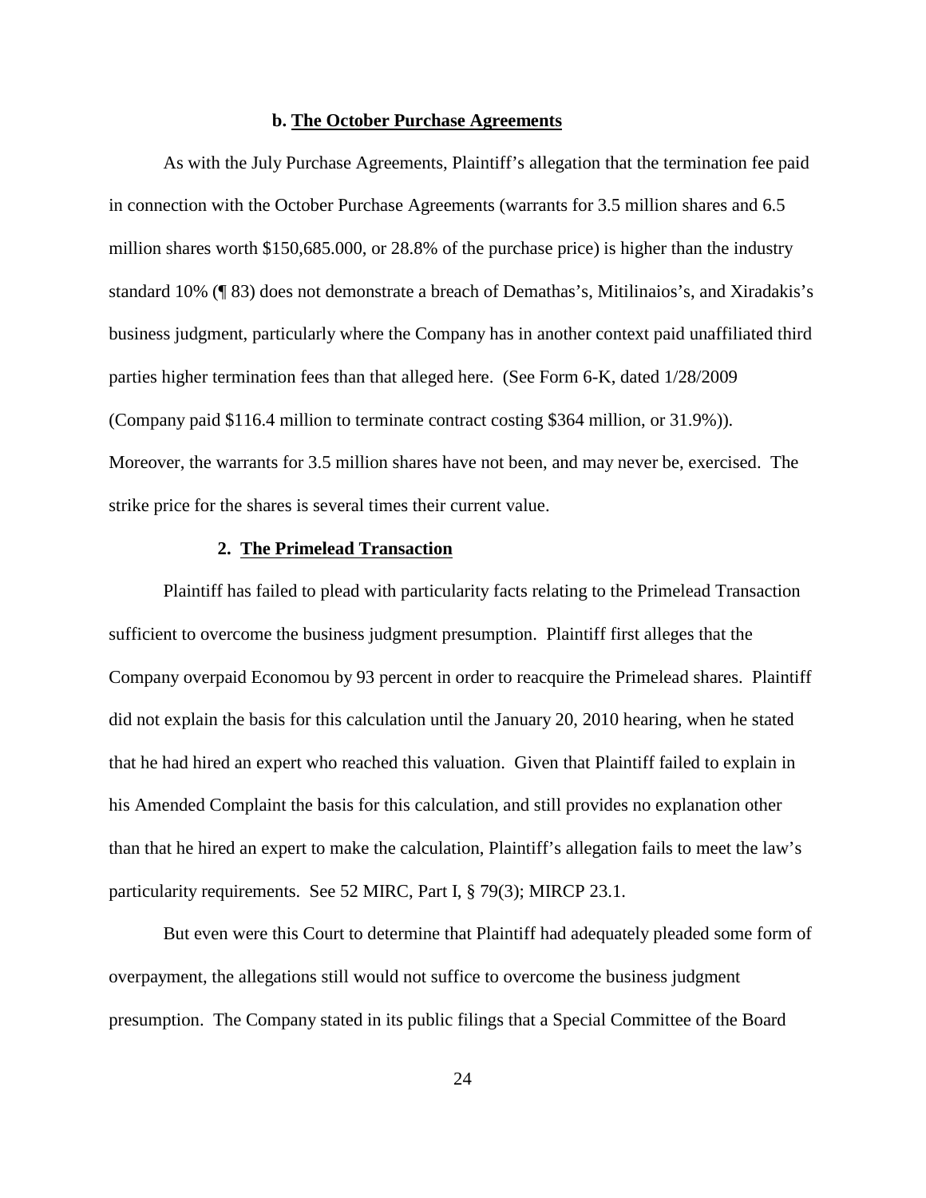#### b. <u>The October Purchase Agreements</u>

As with the July Purchase Agreements, Plaintiff's allegation that the termination fee paid in connection with the October Purchase Agreements (warrants for 3.5 million shares and 6.5 million shares worth $150,685.000, or 28.8% of the purchase price) is higher than the industry standard 10% (¶ 83) does not demonstrate a breach of Demathas's, Mitilinaios's, and Xiradakis's business judgment, particularly where the Company has in another context paid unaffiliated third parties higher termination fees than that alleged here. (See Form 6-K, dated 1/28/2009 (Company paid $116.4 million to terminate contract costing $364 million, or 31.9%)). Moreover, the warrants for 3.5 million shares have not been, and may never be, exercised. The strike price for the shares is several times their current value.

### 2. <u>The Primelead Transaction</u>

Plaintiff has failed to plead with particularity facts relating to the Primelead Transaction sufficient to overcome the business judgment presumption. Plaintiff first alleges that the Company overpaid Economou by 93 percent in order to reacquire the Primelead shares. Plaintiff did not explain the basis for this calculation until the January 20, 2010 hearing, when he stated that he had hired an expert who reached this valuation. Given that Plaintiff failed to explain in his Amended Complaint the basis for this calculation, and still provides no explanation other than that he hired an expert to make the calculation, Plaintiff's allegation fails to meet the law's particularity requirements. See 52 MIRC, Part I, § 79(3); MIRCP 23.1.

But even were this Court to determine that Plaintiff had adequately pleaded some form of overpayment, the allegations still would not suffice to overcome the business judgment presumption. The Company stated in its public filings that a Special Committee of the Board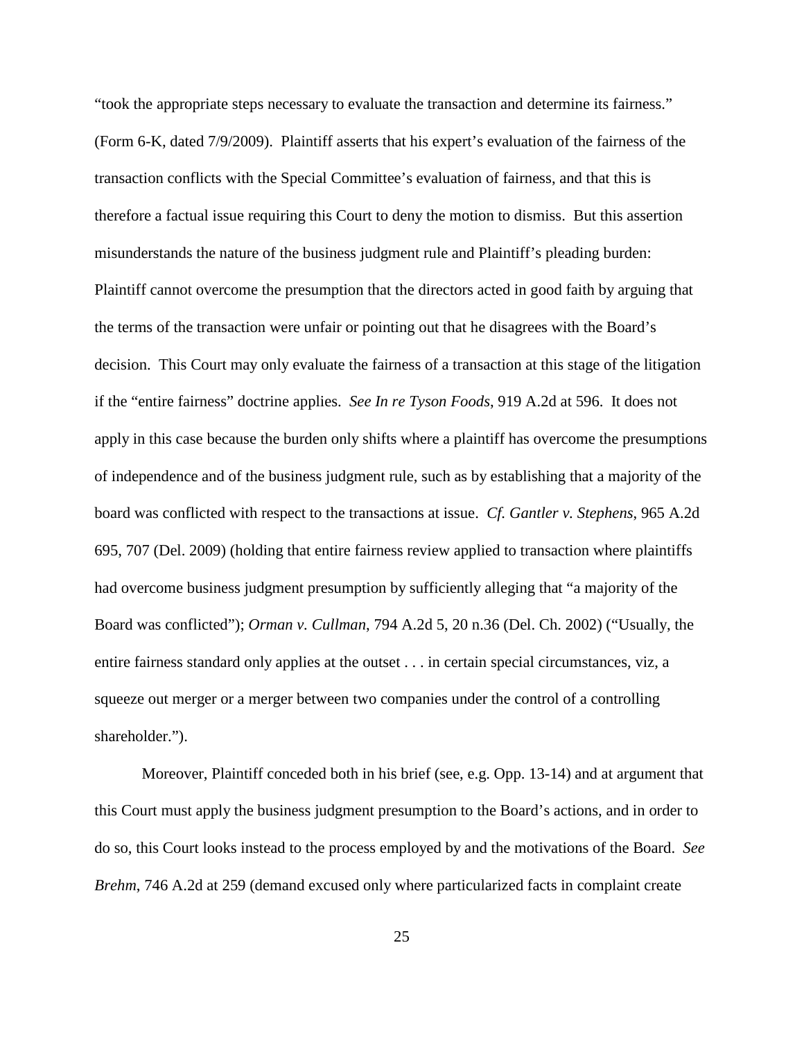"took the appropriate steps necessary to evaluate the transaction and determine its fairness." (Form 6-K, dated 7/9/2009). Plaintiff asserts that his expert's evaluation of the fairness of the transaction conflicts with the Special Committee's evaluation of fairness, and that this is therefore a factual issue requiring this Court to deny the motion to dismiss. But this assertion misunderstands the nature of the business judgment rule and Plaintiff's pleading burden: Plaintiff cannot overcome the presumption that the directors acted in good faith by arguing that the terms of the transaction were unfair or pointing out that he disagrees with the Board's decision. This Court may only evaluate the fairness of a transaction at this stage of the litigation if the "entire fairness" doctrine applies. *See In re Tyson Foods*, 919 A.2d at 596. It does not apply in this case because the burden only shifts where a plaintiff has overcome the presumptions of independence and of the business judgment rule, such as by establishing that a majority of the board was conflicted with respect to the transactions at issue. *Cf. Gantler v. Stephens*, 965 A.2d 695, 707 (Del. 2009) (holding that entire fairness review applied to transaction where plaintiffs had overcome business judgment presumption by sufficiently alleging that "a majority of the Board was conflicted"); *Orman v. Cullman*, 794 A.2d 5, 20 n.36 (Del. Ch. 2002) ("Usually, the entire fairness standard only applies at the outset . . . in certain special circumstances, viz, a squeeze out merger or a merger between two companies under the control of a controlling shareholder.").

Moreover, Plaintiff conceded both in his brief (see, e.g. Opp. 13-14) and at argument that this Court must apply the business judgment presumption to the Board's actions, and in order to do so, this Court looks instead to the process employed by and the motivations of the Board. *See Brehm*, 746 A.2d at 259 (demand excused only where particularized facts in complaint create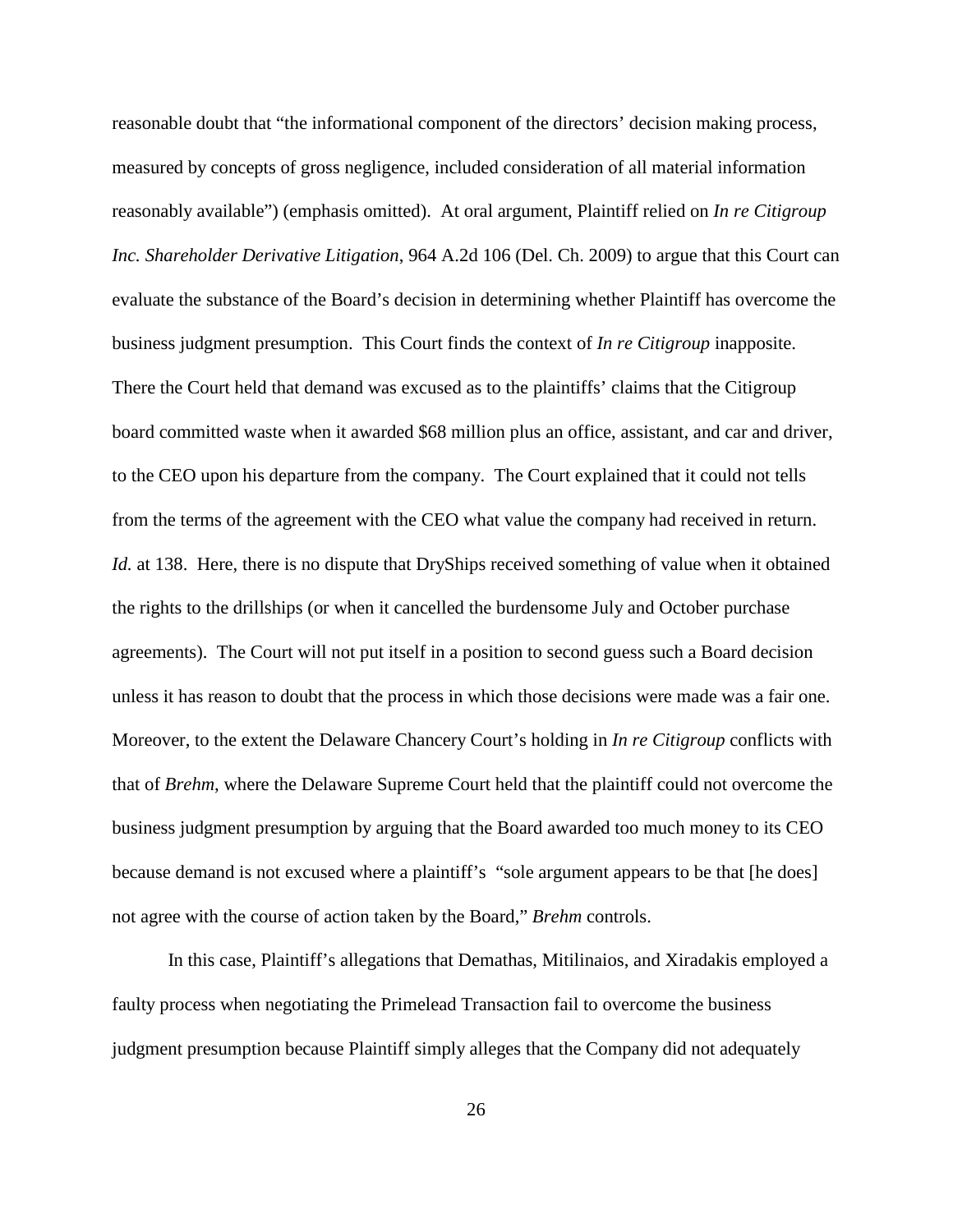reasonable doubt that "the informational component of the directors' decision making process, measured by concepts of gross negligence, included consideration of all material information reasonably available") (emphasis omitted). At oral argument, Plaintiff relied on *In re Citigroup Inc. Shareholder Derivative Litigation*, 964 A.2d 106 (Del. Ch. 2009) to argue that this Court can evaluate the substance of the Board's decision in determining whether Plaintiff has overcome the business judgment presumption. This Court finds the context of *In re Citigroup* inapposite. There the Court held that demand was excused as to the plaintiffs' claims that the Citigroup board committed waste when it awarded $68 million plus an office, assistant, and car and driver, to the CEO upon his departure from the company. The Court explained that it could not tells from the terms of the agreement with the CEO what value the company had received in return. *Id.* at 138. Here, there is no dispute that DryShips received something of value when it obtained the rights to the drillships (or when it cancelled the burdensome July and October purchase agreements). The Court will not put itself in a position to second guess such a Board decision unless it has reason to doubt that the process in which those decisions were made was a fair one. Moreover, to the extent the Delaware Chancery Court's holding in *In re Citigroup* conflicts with that of *Brehm*, where the Delaware Supreme Court held that the plaintiff could not overcome the business judgment presumption by arguing that the Board awarded too much money to its CEO because demand is not excused where a plaintiff's "sole argument appears to be that [he does] not agree with the course of action taken by the Board," *Brehm* controls.

In this case, Plaintiff's allegations that Demathas, Mitilinaios, and Xiradakis employed a faulty process when negotiating the Primelead Transaction fail to overcome the business judgment presumption because Plaintiff simply alleges that the Company did not adequately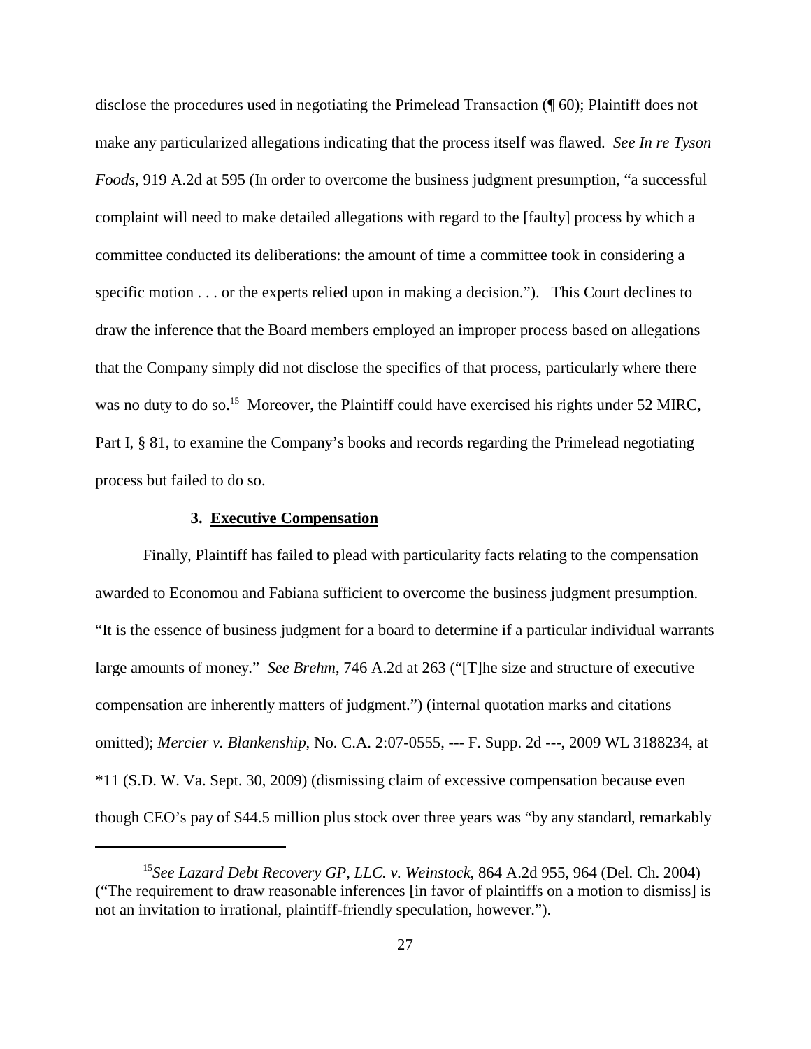disclose the procedures used in negotiating the Primelead Transaction (¶ 60); Plaintiff does not make any particularized allegations indicating that the process itself was flawed. *See In re Tyson Foods*, 919 A.2d at 595 (In order to overcome the business judgment presumption, "a successful complaint will need to make detailed allegations with regard to the [faulty] process by which a committee conducted its deliberations: the amount of time a committee took in considering a specific motion . . . or the experts relied upon in making a decision."). This Court declines to draw the inference that the Board members employed an improper process based on allegations that the Company simply did not disclose the specifics of that process, particularly where there was no duty to do so.[15] Moreover, the Plaintiff could have exercised his rights under 52 MIRC, Part I, § 81, to examine the Company's books and records regarding the Primelead negotiating process but failed to do so.

### 3. Executive Compensation

Finally, Plaintiff has failed to plead with particularity facts relating to the compensation awarded to Economou and Fabiana sufficient to overcome the business judgment presumption. "It is the essence of business judgment for a board to determine if a particular individual warrants large amounts of money." *See Brehm*, 746 A.2d at 263 ("[T]he size and structure of executive compensation are inherently matters of judgment.") (internal quotation marks and citations omitted); *Mercier v. Blankenship*, No. C.A. 2:07-0555, --- F. Supp. 2d ---, 2009 WL 3188234, at *11 (S.D. W. Va. Sept. 30, 2009) (dismissing claim of excessive compensation because even though CEO's pay of $44.5 million plus stock over three years was "by any standard, remarkably

---

[15]*See Lazard Debt Recovery GP, LLC. v. Weinstock*, 864 A.2d 955, 964 (Del. Ch. 2004) ("The requirement to draw reasonable inferences [in favor of plaintiffs on a motion to dismiss] is not an invitation to irrational, plaintiff-friendly speculation, however.").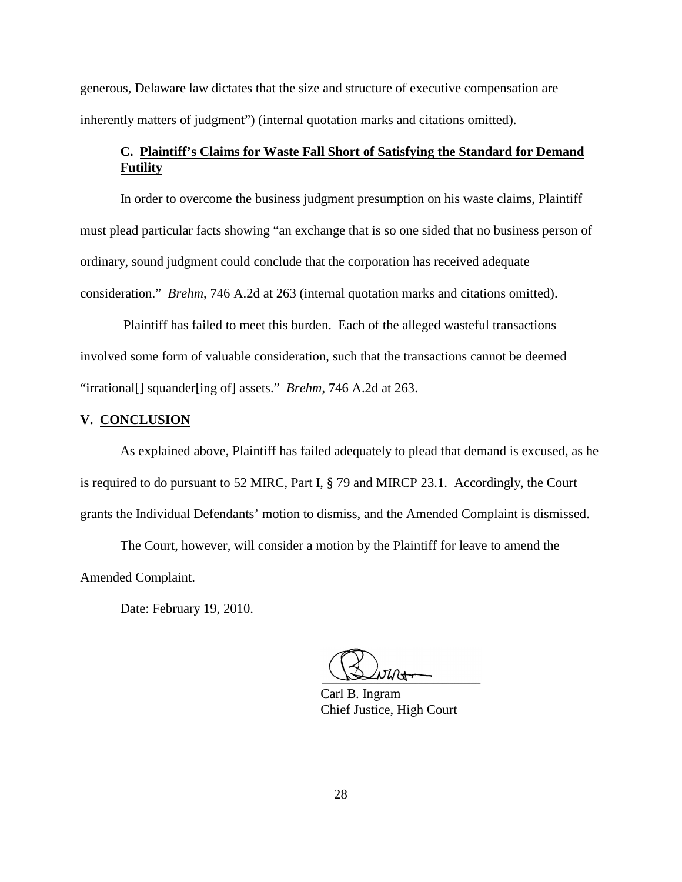generous, Delaware law dictates that the size and structure of executive compensation are inherently matters of judgment") (internal quotation marks and citations omitted).

### C. <u>Plaintiff's Claims for Waste Fall Short of Satisfying the Standard for Demand Futility</u>

In order to overcome the business judgment presumption on his waste claims, Plaintiff must plead particular facts showing "an exchange that is so one sided that no business person of ordinary, sound judgment could conclude that the corporation has received adequate consideration." *Brehm*, 746 A.2d at 263 (internal quotation marks and citations omitted).

Plaintiff has failed to meet this burden. Each of the alleged wasteful transactions involved some form of valuable consideration, such that the transactions cannot be deemed "irrational[] squander[ing of] assets." *Brehm*, 746 A.2d at 263.

## V. <u>CONCLUSION</u>

As explained above, Plaintiff has failed adequately to plead that demand is excused, as he is required to do pursuant to 52 MIRC, Part I, § 79 and MIRCP 23.1. Accordingly, the Court grants the Individual Defendants' motion to dismiss, and the Amended Complaint is dismissed.

The Court, however, will consider a motion by the Plaintiff for leave to amend the Amended Complaint.

Date: February 19, 2010.

Carl B. Ingram
Chief Justice, High Court